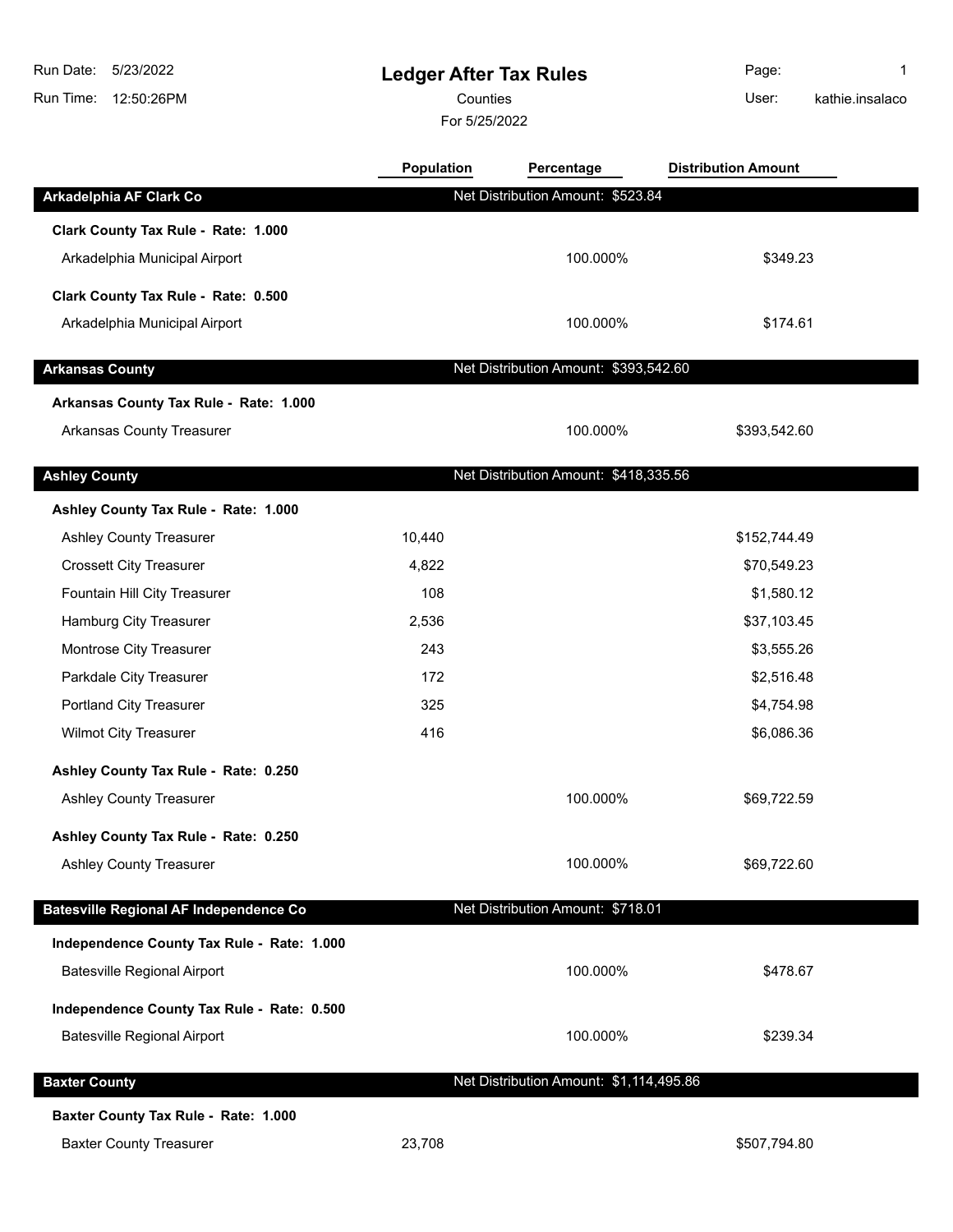# Ledger After Tax Rules

Counties

For 5/25/2022

Run Date: 5/23/2022
Run Time: 12:50:26PM
User: kathie.insalaco

| | Population | Percentage | Distribution Amount |
|---|---|---|---|
| **Arkadelphia AF Clark Co** | | Net Distribution Amount: $523.84 | |
| **Clark County Tax Rule - Rate: 1.000** | | | |
| Arkadelphia Municipal Airport | | 100.000% | $349.23 |
| **Clark County Tax Rule - Rate: 0.500** | | | |
| Arkadelphia Municipal Airport | | 100.000% | $174.61 |
| **Arkansas County** | | Net Distribution Amount: $393,542.60 | |
| **Arkansas County Tax Rule - Rate: 1.000** | | | |
| Arkansas County Treasurer | | 100.000% | $393,542.60 |
| **Ashley County** | | Net Distribution Amount: $418,335.56 | |
| **Ashley County Tax Rule - Rate: 1.000** | | | |
| Ashley County Treasurer | 10,440 | | $152,744.49 |
| Crossett City Treasurer | 4,822 | | $70,549.23 |
| Fountain Hill City Treasurer | 108 | | $1,580.12 |
| Hamburg City Treasurer | 2,536 | | $37,103.45 |
| Montrose City Treasurer | 243 | | $3,555.26 |
| Parkdale City Treasurer | 172 | | $2,516.48 |
| Portland City Treasurer | 325 | | $4,754.98 |
| Wilmot City Treasurer | 416 | | $6,086.36 |
| **Ashley County Tax Rule - Rate: 0.250** | | | |
| Ashley County Treasurer | | 100.000% | $69,722.59 |
| **Ashley County Tax Rule - Rate: 0.250** | | | |
| Ashley County Treasurer | | 100.000% | $69,722.60 |
| **Batesville Regional AF Independence Co** | | Net Distribution Amount: $718.01 | |
| **Independence County Tax Rule - Rate: 1.000** | | | |
| Batesville Regional Airport | | 100.000% | $478.67 |
| **Independence County Tax Rule - Rate: 0.500** | | | |
| Batesville Regional Airport | | 100.000% | $239.34 |
| **Baxter County** | | Net Distribution Amount: $1,114,495.86 | |
| **Baxter County Tax Rule - Rate: 1.000** | | | |
| Baxter County Treasurer | 23,708 | | $507,794.80 |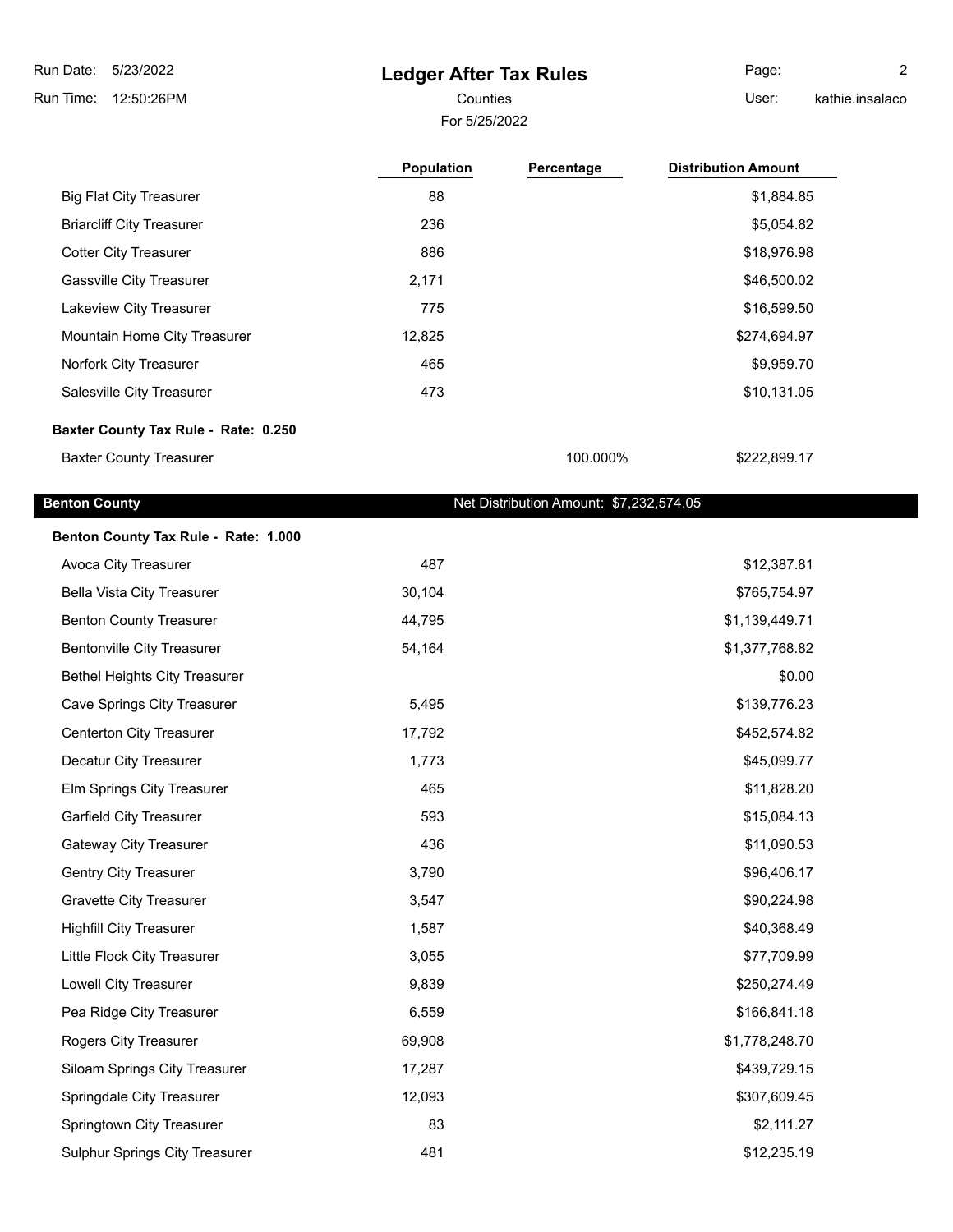# Ledger After Tax Rules

Counties

For 5/25/2022

| | Population | Percentage | Distribution Amount |
|---|---|---|---|
| Big Flat City Treasurer | 88 | | $1,884.85 |
| Briarcliff City Treasurer | 236 | | $5,054.82 |
| Cotter City Treasurer | 886 | | $18,976.98 |
| Gassville City Treasurer | 2,171 | | $46,500.02 |
| Lakeview City Treasurer | 775 | | $16,599.50 |
| Mountain Home City Treasurer | 12,825 | | $274,694.97 |
| Norfork City Treasurer | 465 | | $9,959.70 |
| Salesville City Treasurer | 473 | | $10,131.05 |
| **Baxter County Tax Rule - Rate: 0.250** | | | |
| Baxter County Treasurer | | 100.000% | $222,899.17 |

## Benton County

Net Distribution Amount: $7,232,574.05

| | Population | Percentage | Distribution Amount |
|---|---|---|---|
| **Benton County Tax Rule - Rate: 1.000** | | | |
| Avoca City Treasurer | 487 | | $12,387.81 |
| Bella Vista City Treasurer | 30,104 | | $765,754.97 |
| Benton County Treasurer | 44,795 | | $1,139,449.71 |
| Bentonville City Treasurer | 54,164 | | $1,377,768.82 |
| Bethel Heights City Treasurer | | | $0.00 |
| Cave Springs City Treasurer | 5,495 | | $139,776.23 |
| Centerton City Treasurer | 17,792 | | $452,574.82 |
| Decatur City Treasurer | 1,773 | | $45,099.77 |
| Elm Springs City Treasurer | 465 | | $11,828.20 |
| Garfield City Treasurer | 593 | | $15,084.13 |
| Gateway City Treasurer | 436 | | $11,090.53 |
| Gentry City Treasurer | 3,790 | | $96,406.17 |
| Gravette City Treasurer | 3,547 | | $90,224.98 |
| Highfill City Treasurer | 1,587 | | $40,368.49 |
| Little Flock City Treasurer | 3,055 | | $77,709.99 |
| Lowell City Treasurer | 9,839 | | $250,274.49 |
| Pea Ridge City Treasurer | 6,559 | | $166,841.18 |
| Rogers City Treasurer | 69,908 | | $1,778,248.70 |
| Siloam Springs City Treasurer | 17,287 | | $439,729.15 |
| Springdale City Treasurer | 12,093 | | $307,609.45 |
| Springtown City Treasurer | 83 | | $2,111.27 |
| Sulphur Springs City Treasurer | 481 | | $12,235.19 |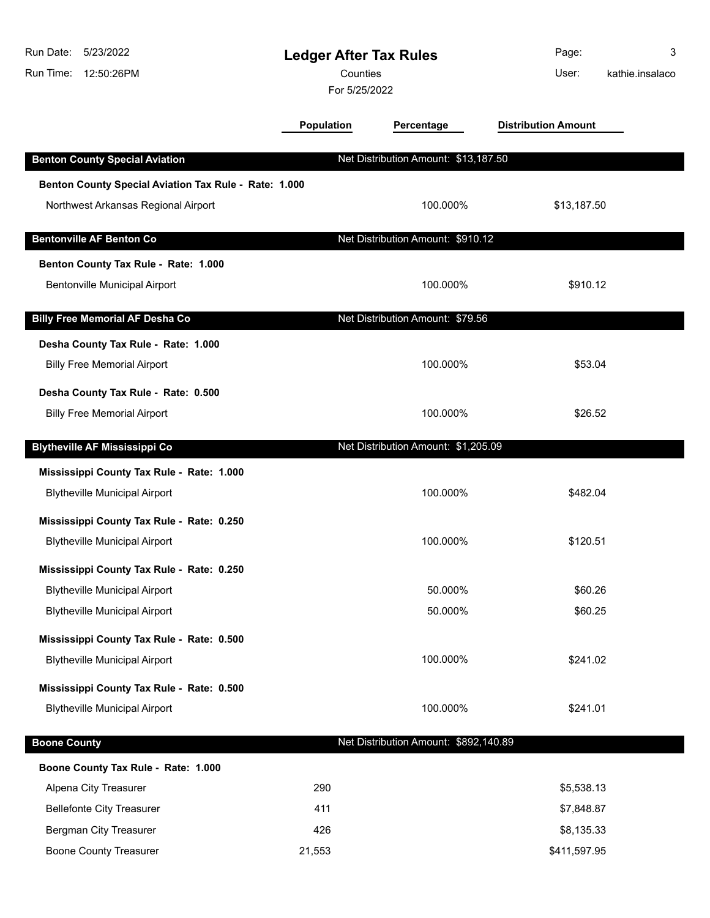# Ledger After Tax Rules

Counties

For 5/25/2022

Run Date: 5/23/2022
Run Time: 12:50:26PM
User: kathie.insalaco

| | Population | Percentage | Distribution Amount |
|---|---|---|---|
| **Benton County Special Aviation** | | Net Distribution Amount: $13,187.50 | |
| **Benton County Special Aviation Tax Rule - Rate: 1.000** | | | |
| Northwest Arkansas Regional Airport | | 100.000% | $13,187.50 |
| **Bentonville AF Benton Co** | | Net Distribution Amount: $910.12 | |
| **Benton County Tax Rule - Rate: 1.000** | | | |
| Bentonville Municipal Airport | | 100.000% | $910.12 |
| **Billy Free Memorial AF Desha Co** | | Net Distribution Amount: $79.56 | |
| **Desha County Tax Rule - Rate: 1.000** | | | |
| Billy Free Memorial Airport | | 100.000% | $53.04 |
| **Desha County Tax Rule - Rate: 0.500** | | | |
| Billy Free Memorial Airport | | 100.000% | $26.52 |
| **Blytheville AF Mississippi Co** | | Net Distribution Amount: $1,205.09 | |
| **Mississippi County Tax Rule - Rate: 1.000** | | | |
| Blytheville Municipal Airport | | 100.000% | $482.04 |
| **Mississippi County Tax Rule - Rate: 0.250** | | | |
| Blytheville Municipal Airport | | 100.000% | $120.51 |
| **Mississippi County Tax Rule - Rate: 0.250** | | | |
| Blytheville Municipal Airport | | 50.000% | $60.26 |
| Blytheville Municipal Airport | | 50.000% | $60.25 |
| **Mississippi County Tax Rule - Rate: 0.500** | | | |
| Blytheville Municipal Airport | | 100.000% | $241.02 |
| **Mississippi County Tax Rule - Rate: 0.500** | | | |
| Blytheville Municipal Airport | | 100.000% | $241.01 |
| **Boone County** | | Net Distribution Amount: $892,140.89 | |
| **Boone County Tax Rule - Rate: 1.000** | | | |
| Alpena City Treasurer | 290 | | $5,538.13 |
| Bellefonte City Treasurer | 411 | | $7,848.87 |
| Bergman City Treasurer | 426 | | $8,135.33 |
| Boone County Treasurer | 21,553 | | $411,597.95 |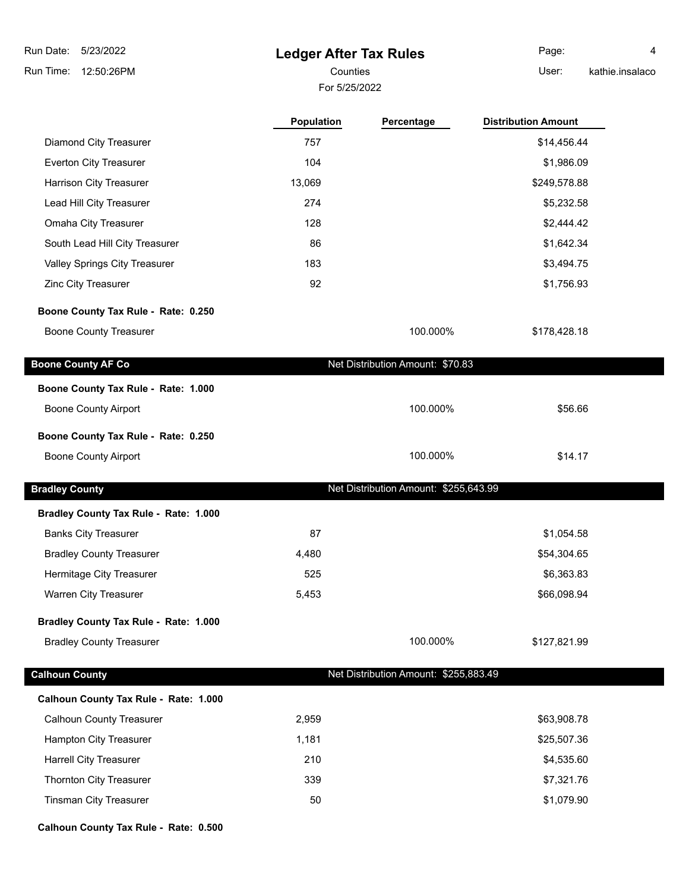# Ledger After Tax Rules

Counties

For 5/25/2022

| | Population | Percentage | Distribution Amount |
|---|---|---|---|
| Diamond City Treasurer | 757 | | $14,456.44 |
| Everton City Treasurer | 104 | | $1,986.09 |
| Harrison City Treasurer | 13,069 | | $249,578.88 |
| Lead Hill City Treasurer | 274 | | $5,232.58 |
| Omaha City Treasurer | 128 | | $2,444.42 |
| South Lead Hill City Treasurer | 86 | | $1,642.34 |
| Valley Springs City Treasurer | 183 | | $3,494.75 |
| Zinc City Treasurer | 92 | | $1,756.93 |
| **Boone County Tax Rule - Rate: 0.250** | | | |
| Boone County Treasurer | | 100.000% | $178,428.18 |

## Boone County AF Co — Net Distribution Amount: $70.83

| | Population | Percentage | Distribution Amount |
|---|---|---|---|
| **Boone County Tax Rule - Rate: 1.000** | | | |
| Boone County Airport | | 100.000% | $56.66 |
| **Boone County Tax Rule - Rate: 0.250** | | | |
| Boone County Airport | | 100.000% | $14.17 |

## Bradley County — Net Distribution Amount: $255,643.99

| | Population | Percentage | Distribution Amount |
|---|---|---|---|
| **Bradley County Tax Rule - Rate: 1.000** | | | |
| Banks City Treasurer | 87 | | $1,054.58 |
| Bradley County Treasurer | 4,480 | | $54,304.65 |
| Hermitage City Treasurer | 525 | | $6,363.83 |
| Warren City Treasurer | 5,453 | | $66,098.94 |
| **Bradley County Tax Rule - Rate: 1.000** | | | |
| Bradley County Treasurer | | 100.000% | $127,821.99 |

## Calhoun County — Net Distribution Amount: $255,883.49

| | Population | Percentage | Distribution Amount |
|---|---|---|---|
| **Calhoun County Tax Rule - Rate: 1.000** | | | |
| Calhoun County Treasurer | 2,959 | | $63,908.78 |
| Hampton City Treasurer | 1,181 | | $25,507.36 |
| Harrell City Treasurer | 210 | | $4,535.60 |
| Thornton City Treasurer | 339 | | $7,321.76 |
| Tinsman City Treasurer | 50 | | $1,079.90 |

**Calhoun County Tax Rule - Rate: 0.500**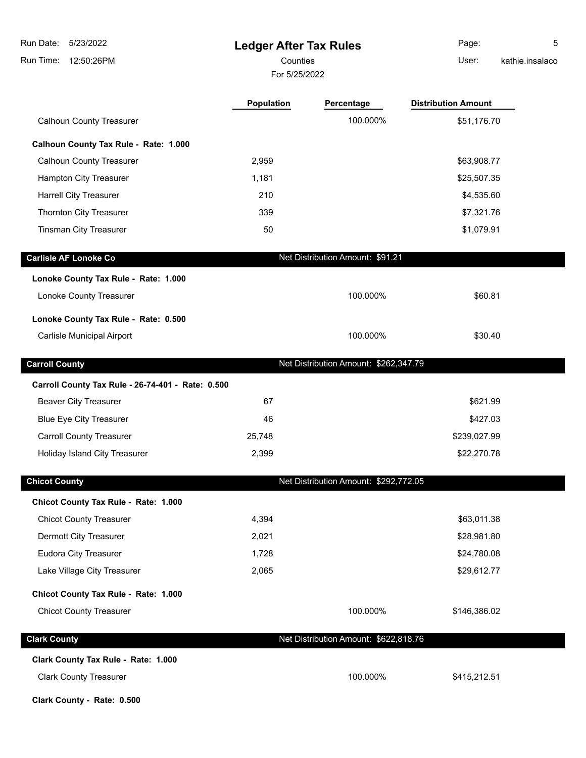| | Population | Percentage | Distribution Amount |
|---|---|---|---|
| Calhoun County Treasurer | | 100.000% | $51,176.70 |
| **Calhoun County Tax Rule - Rate: 1.000** | | | |
| Calhoun County Treasurer | 2,959 | | $63,908.77 |
| Hampton City Treasurer | 1,181 | | $25,507.35 |
| Harrell City Treasurer | 210 | | $4,535.60 |
| Thornton City Treasurer | 339 | | $7,321.76 |
| Tinsman City Treasurer | 50 | | $1,079.91 |
| **Carlisle AF Lonoke Co** | | Net Distribution Amount: $91.21 | |
| **Lonoke County Tax Rule - Rate: 1.000** | | | |
| Lonoke County Treasurer | | 100.000% | $60.81 |
| **Lonoke County Tax Rule - Rate: 0.500** | | | |
| Carlisle Municipal Airport | | 100.000% | $30.40 |
| **Carroll County** | | Net Distribution Amount: $262,347.79 | |
| **Carroll County Tax Rule - 26-74-401 - Rate: 0.500** | | | |
| Beaver City Treasurer | 67 | | $621.99 |
| Blue Eye City Treasurer | 46 | | $427.03 |
| Carroll County Treasurer | 25,748 | | $239,027.99 |
| Holiday Island City Treasurer | 2,399 | | $22,270.78 |
| **Chicot County** | | Net Distribution Amount: $292,772.05 | |
| **Chicot County Tax Rule - Rate: 1.000** | | | |
| Chicot County Treasurer | 4,394 | | $63,011.38 |
| Dermott City Treasurer | 2,021 | | $28,981.80 |
| Eudora City Treasurer | 1,728 | | $24,780.08 |
| Lake Village City Treasurer | 2,065 | | $29,612.77 |
| **Chicot County Tax Rule - Rate: 1.000** | | | |
| Chicot County Treasurer | | 100.000% | $146,386.02 |
| **Clark County** | | Net Distribution Amount: $622,818.76 | |
| **Clark County Tax Rule - Rate: 1.000** | | | |
| Clark County Treasurer | | 100.000% | $415,212.51 |
| **Clark County - Rate: 0.500** | | | |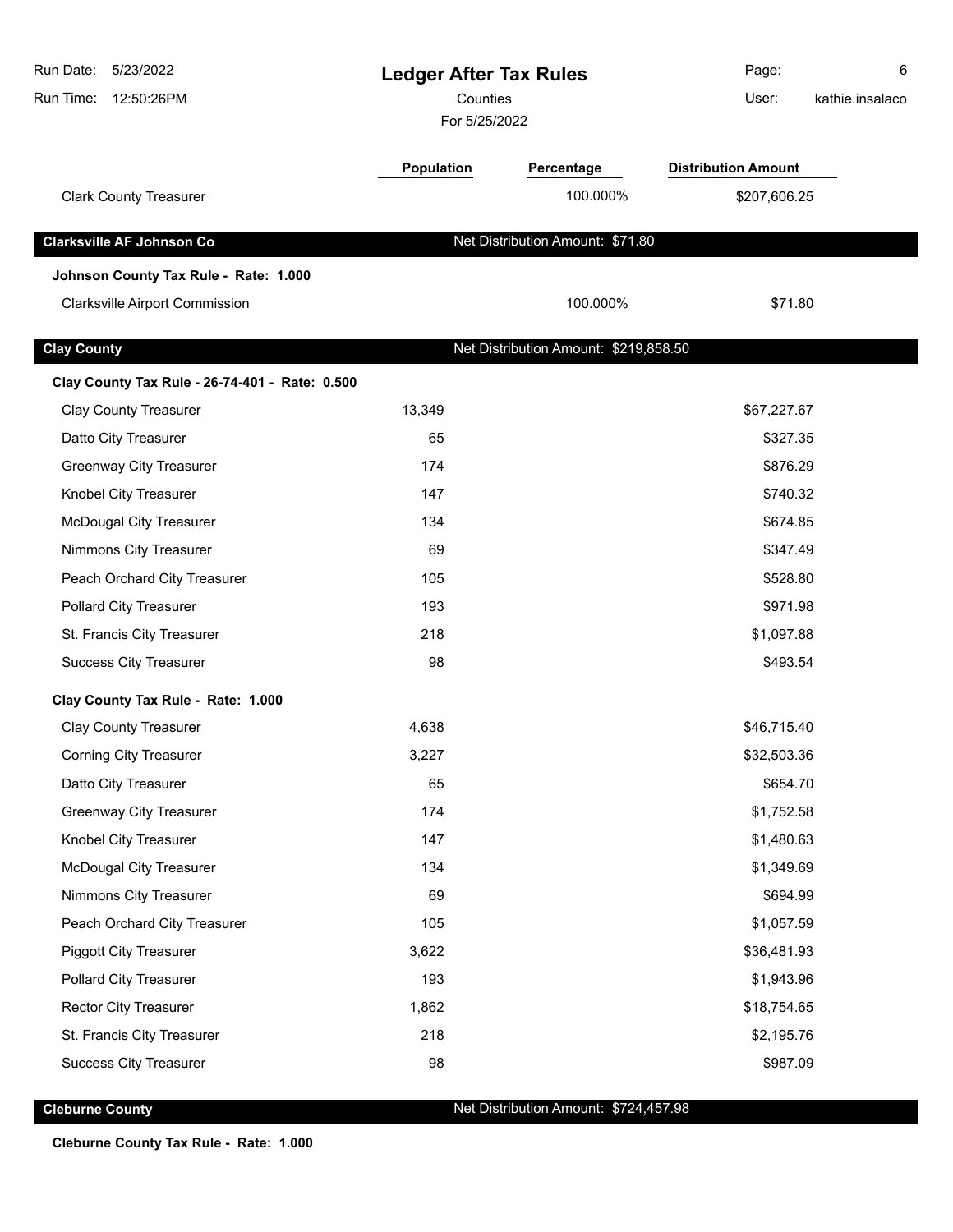| | Population | Percentage | Distribution Amount |
|---|---|---|---|
| Clark County Treasurer | | 100.000% | $207,606.25 |

## Clarksville AF Johnson Co — Net Distribution Amount: $71.80

**Johnson County Tax Rule - Rate: 1.000**

| | Population | Percentage | Distribution Amount |
|---|---|---|---|
| Clarksville Airport Commission | | 100.000% | $71.80 |

## Clay County — Net Distribution Amount: $219,858.50

**Clay County Tax Rule - 26-74-401 - Rate: 0.500**

| | Population | Percentage | Distribution Amount |
|---|---|---|---|
| Clay County Treasurer | 13,349 | | $67,227.67 |
| Datto City Treasurer | 65 | | $327.35 |
| Greenway City Treasurer | 174 | | $876.29 |
| Knobel City Treasurer | 147 | | $740.32 |
| McDougal City Treasurer | 134 | | $674.85 |
| Nimmons City Treasurer | 69 | | $347.49 |
| Peach Orchard City Treasurer | 105 | | $528.80 |
| Pollard City Treasurer | 193 | | $971.98 |
| St. Francis City Treasurer | 218 | | $1,097.88 |
| Success City Treasurer | 98 | | $493.54 |

**Clay County Tax Rule - Rate: 1.000**

| | Population | Percentage | Distribution Amount |
|---|---|---|---|
| Clay County Treasurer | 4,638 | | $46,715.40 |
| Corning City Treasurer | 3,227 | | $32,503.36 |
| Datto City Treasurer | 65 | | $654.70 |
| Greenway City Treasurer | 174 | | $1,752.58 |
| Knobel City Treasurer | 147 | | $1,480.63 |
| McDougal City Treasurer | 134 | | $1,349.69 |
| Nimmons City Treasurer | 69 | | $694.99 |
| Peach Orchard City Treasurer | 105 | | $1,057.59 |
| Piggott City Treasurer | 3,622 | | $36,481.93 |
| Pollard City Treasurer | 193 | | $1,943.96 |
| Rector City Treasurer | 1,862 | | $18,754.65 |
| St. Francis City Treasurer | 218 | | $2,195.76 |
| Success City Treasurer | 98 | | $987.09 |

## Cleburne County — Net Distribution Amount: $724,457.98

**Cleburne County Tax Rule - Rate: 1.000**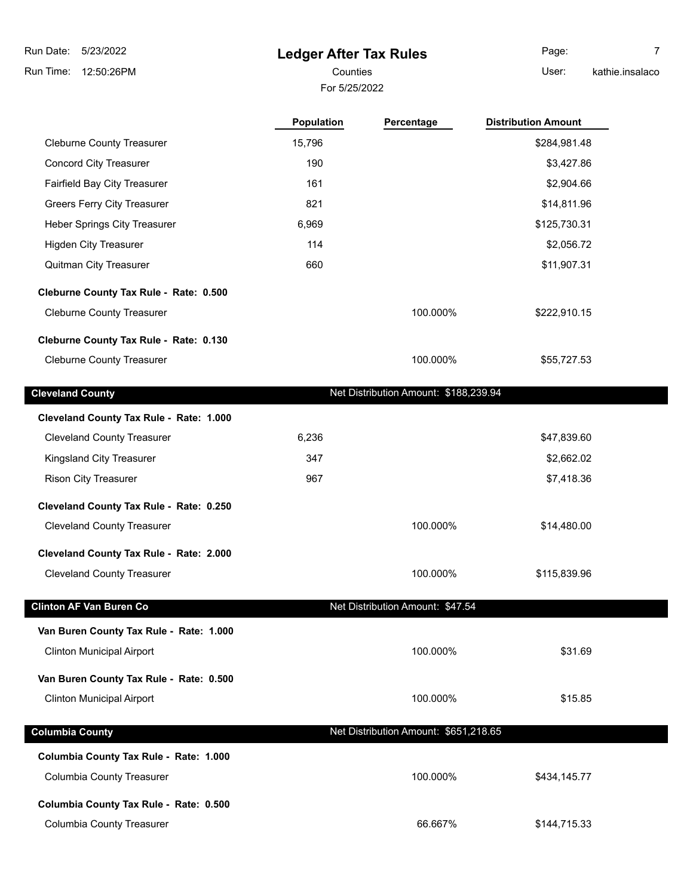# Ledger After Tax Rules

Counties

For 5/25/2022

| | Population | Percentage | Distribution Amount |
|---|---|---|---|
| Cleburne County Treasurer | 15,796 | | $284,981.48 |
| Concord City Treasurer | 190 | | $3,427.86 |
| Fairfield Bay City Treasurer | 161 | | $2,904.66 |
| Greers Ferry City Treasurer | 821 | | $14,811.96 |
| Heber Springs City Treasurer | 6,969 | | $125,730.31 |
| Higden City Treasurer | 114 | | $2,056.72 |
| Quitman City Treasurer | 660 | | $11,907.31 |
| **Cleburne County Tax Rule - Rate: 0.500** | | | |
| Cleburne County Treasurer | | 100.000% | $222,910.15 |
| **Cleburne County Tax Rule - Rate: 0.130** | | | |
| Cleburne County Treasurer | | 100.000% | $55,727.53 |
| **Cleveland County** | | Net Distribution Amount: $188,239.94 | |
| **Cleveland County Tax Rule - Rate: 1.000** | | | |
| Cleveland County Treasurer | 6,236 | | $47,839.60 |
| Kingsland City Treasurer | 347 | | $2,662.02 |
| Rison City Treasurer | 967 | | $7,418.36 |
| **Cleveland County Tax Rule - Rate: 0.250** | | | |
| Cleveland County Treasurer | | 100.000% | $14,480.00 |
| **Cleveland County Tax Rule - Rate: 2.000** | | | |
| Cleveland County Treasurer | | 100.000% | $115,839.96 |
| **Clinton AF Van Buren Co** | | Net Distribution Amount: $47.54 | |
| **Van Buren County Tax Rule - Rate: 1.000** | | | |
| Clinton Municipal Airport | | 100.000% | $31.69 |
| **Van Buren County Tax Rule - Rate: 0.500** | | | |
| Clinton Municipal Airport | | 100.000% | $15.85 |
| **Columbia County** | | Net Distribution Amount: $651,218.65 | |
| **Columbia County Tax Rule - Rate: 1.000** | | | |
| Columbia County Treasurer | | 100.000% | $434,145.77 |
| **Columbia County Tax Rule - Rate: 0.500** | | | |
| Columbia County Treasurer | | 66.667% | $144,715.33 |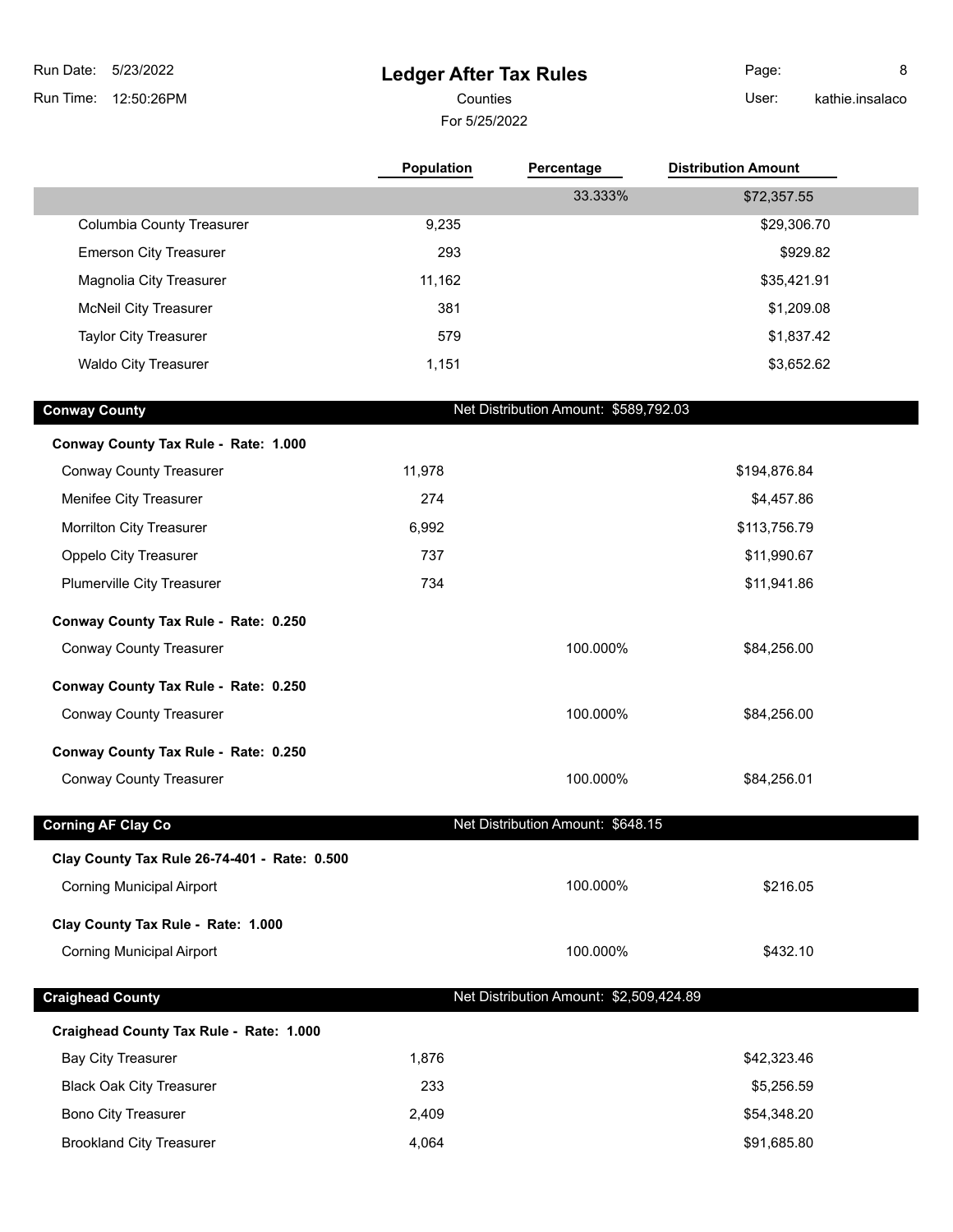# Ledger After Tax Rules

Counties

For 5/25/2022

| | Population | Percentage | Distribution Amount |
|---|---|---|---|
| | | 33.333% | $72,357.55 |
| Columbia County Treasurer | 9,235 | | $29,306.70 |
| Emerson City Treasurer | 293 | | $929.82 |
| Magnolia City Treasurer | 11,162 | | $35,421.91 |
| McNeil City Treasurer | 381 | | $1,209.08 |
| Taylor City Treasurer | 579 | | $1,837.42 |
| Waldo City Treasurer | 1,151 | | $3,652.62 |

## Conway County — Net Distribution Amount: $589,792.03

| | Population | Percentage | Distribution Amount |
|---|---|---|---|
| **Conway County Tax Rule - Rate: 1.000** | | | |
| Conway County Treasurer | 11,978 | | $194,876.84 |
| Menifee City Treasurer | 274 | | $4,457.86 |
| Morrilton City Treasurer | 6,992 | | $113,756.79 |
| Oppelo City Treasurer | 737 | | $11,990.67 |
| Plumerville City Treasurer | 734 | | $11,941.86 |
| **Conway County Tax Rule - Rate: 0.250** | | | |
| Conway County Treasurer | | 100.000% | $84,256.00 |
| **Conway County Tax Rule - Rate: 0.250** | | | |
| Conway County Treasurer | | 100.000% | $84,256.00 |
| **Conway County Tax Rule - Rate: 0.250** | | | |
| Conway County Treasurer | | 100.000% | $84,256.01 |

## Corning AF Clay Co — Net Distribution Amount: $648.15

| | Population | Percentage | Distribution Amount |
|---|---|---|---|
| **Clay County Tax Rule 26-74-401 - Rate: 0.500** | | | |
| Corning Municipal Airport | | 100.000% | $216.05 |
| **Clay County Tax Rule - Rate: 1.000** | | | |
| Corning Municipal Airport | | 100.000% | $432.10 |

## Craighead County — Net Distribution Amount: $2,509,424.89

| | Population | Percentage | Distribution Amount |
|---|---|---|---|
| **Craighead County Tax Rule - Rate: 1.000** | | | |
| Bay City Treasurer | 1,876 | | $42,323.46 |
| Black Oak City Treasurer | 233 | | $5,256.59 |
| Bono City Treasurer | 2,409 | | $54,348.20 |
| Brookland City Treasurer | 4,064 | | $91,685.80 |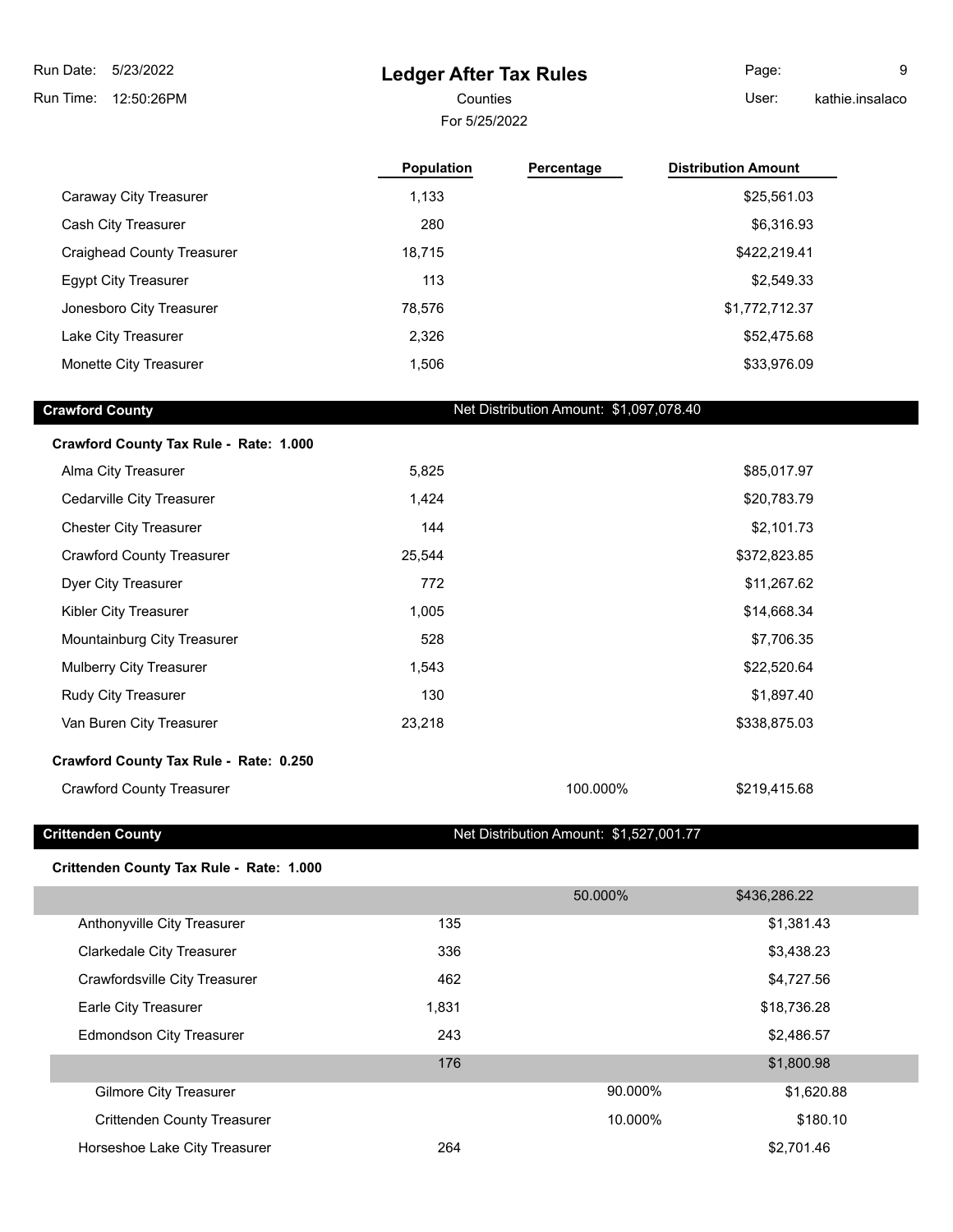# Ledger After Tax Rules

Counties

For 5/25/2022

| | Population | Percentage | Distribution Amount |
|---|---|---|---|
| Caraway City Treasurer | 1,133 | | $25,561.03 |
| Cash City Treasurer | 280 | | $6,316.93 |
| Craighead County Treasurer | 18,715 | | $422,219.41 |
| Egypt City Treasurer | 113 | | $2,549.33 |
| Jonesboro City Treasurer | 78,576 | | $1,772,712.37 |
| Lake City Treasurer | 2,326 | | $52,475.68 |
| Monette City Treasurer | 1,506 | | $33,976.09 |

## Crawford County

Net Distribution Amount: $1,097,078.40

**Crawford County Tax Rule - Rate: 1.000**

| | Population | Percentage | Distribution Amount |
|---|---|---|---|
| Alma City Treasurer | 5,825 | | $85,017.97 |
| Cedarville City Treasurer | 1,424 | | $20,783.79 |
| Chester City Treasurer | 144 | | $2,101.73 |
| Crawford County Treasurer | 25,544 | | $372,823.85 |
| Dyer City Treasurer | 772 | | $11,267.62 |
| Kibler City Treasurer | 1,005 | | $14,668.34 |
| Mountainburg City Treasurer | 528 | | $7,706.35 |
| Mulberry City Treasurer | 1,543 | | $22,520.64 |
| Rudy City Treasurer | 130 | | $1,897.40 |
| Van Buren City Treasurer | 23,218 | | $338,875.03 |

**Crawford County Tax Rule - Rate: 0.250**

| | Population | Percentage | Distribution Amount |
|---|---|---|---|
| Crawford County Treasurer | | 100.000% | $219,415.68 |

## Crittenden County

Net Distribution Amount: $1,527,001.77

**Crittenden County Tax Rule - Rate: 1.000**

| | Population | Percentage | Distribution Amount |
|---|---|---|---|
| | | 50.000% | $436,286.22 |
| Anthonyville City Treasurer | 135 | | $1,381.43 |
| Clarkedale City Treasurer | 336 | | $3,438.23 |
| Crawfordsville City Treasurer | 462 | | $4,727.56 |
| Earle City Treasurer | 1,831 | | $18,736.28 |
| Edmondson City Treasurer | 243 | | $2,486.57 |
| | 176 | | $1,800.98 |
| Gilmore City Treasurer | | 90.000% | $1,620.88 |
| Crittenden County Treasurer | | 10.000% | $180.10 |
| Horseshoe Lake City Treasurer | 264 | | $2,701.46 |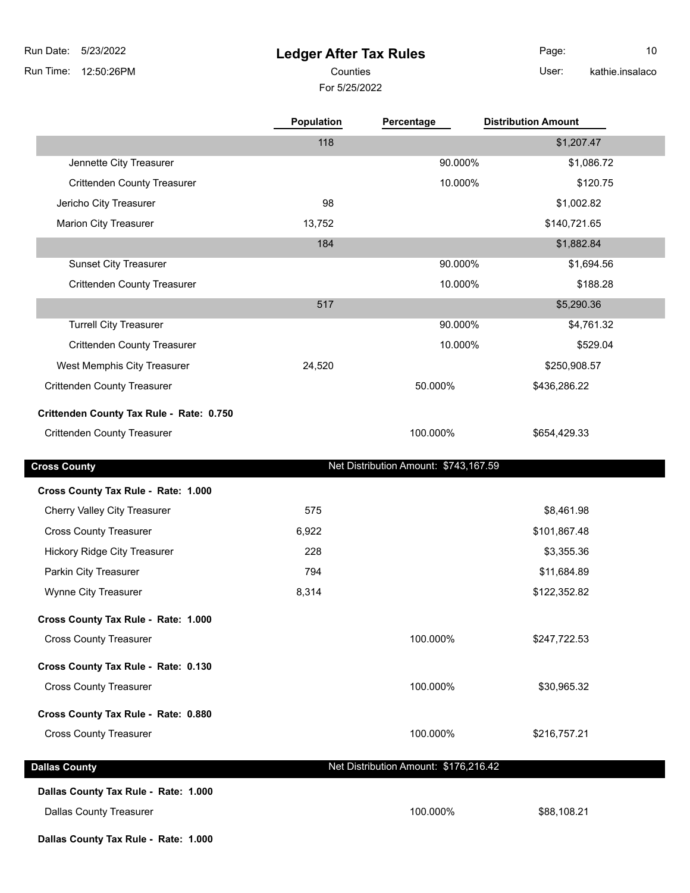## Ledger After Tax Rules

Counties

For 5/25/2022

| | Population | Percentage | Distribution Amount |
|---|---|---|---|
| | 118 | | $1,207.47 |
| Jennette City Treasurer | | 90.000% | $1,086.72 |
| Crittenden County Treasurer | | 10.000% | $120.75 |
| Jericho City Treasurer | 98 | | $1,002.82 |
| Marion City Treasurer | 13,752 | | $140,721.65 |
| | 184 | | $1,882.84 |
| Sunset City Treasurer | | 90.000% | $1,694.56 |
| Crittenden County Treasurer | | 10.000% | $188.28 |
| | 517 | | $5,290.36 |
| Turrell City Treasurer | | 90.000% | $4,761.32 |
| Crittenden County Treasurer | | 10.000% | $529.04 |
| West Memphis City Treasurer | 24,520 | | $250,908.57 |
| Crittenden County Treasurer | | 50.000% | $436,286.22 |
| **Crittenden County Tax Rule - Rate: 0.750** | | | |
| Crittenden County Treasurer | | 100.000% | $654,429.33 |

### Cross County

Net Distribution Amount: $743,167.59

| | Population | Percentage | Distribution Amount |
|---|---|---|---|
| **Cross County Tax Rule - Rate: 1.000** | | | |
| Cherry Valley City Treasurer | 575 | | $8,461.98 |
| Cross County Treasurer | 6,922 | | $101,867.48 |
| Hickory Ridge City Treasurer | 228 | | $3,355.36 |
| Parkin City Treasurer | 794 | | $11,684.89 |
| Wynne City Treasurer | 8,314 | | $122,352.82 |
| **Cross County Tax Rule - Rate: 1.000** | | | |
| Cross County Treasurer | | 100.000% | $247,722.53 |
| **Cross County Tax Rule - Rate: 0.130** | | | |
| Cross County Treasurer | | 100.000% | $30,965.32 |
| **Cross County Tax Rule - Rate: 0.880** | | | |
| Cross County Treasurer | | 100.000% | $216,757.21 |

### Dallas County

Net Distribution Amount: $176,216.42

| | Population | Percentage | Distribution Amount |
|---|---|---|---|
| **Dallas County Tax Rule - Rate: 1.000** | | | |
| Dallas County Treasurer | | 100.000% | $88,108.21 |
| **Dallas County Tax Rule - Rate: 1.000** | | | |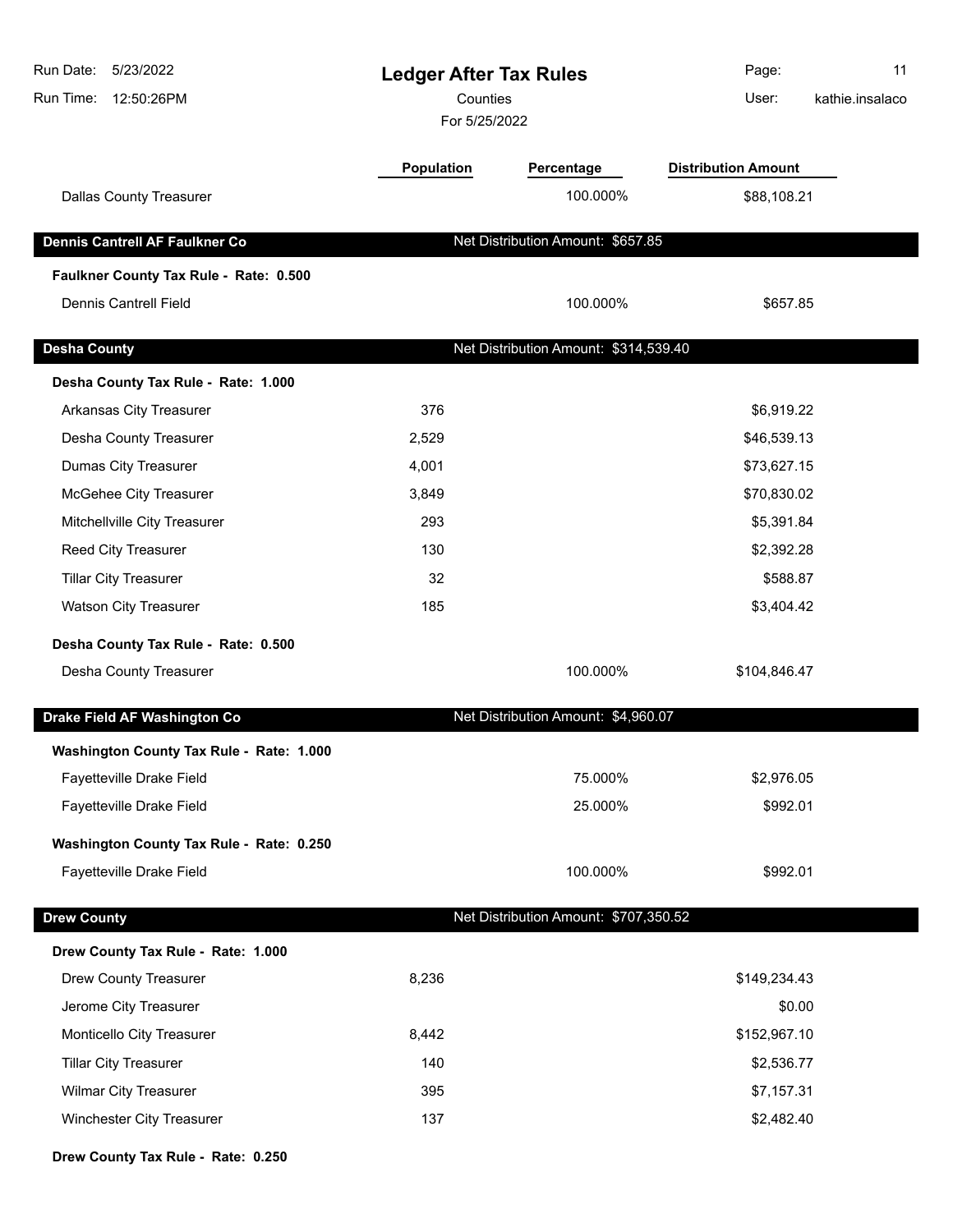# Ledger After Tax Rules

Counties

For 5/25/2022

| | Population | Percentage | Distribution Amount |
|---|---|---|---|
| Dallas County Treasurer | | 100.000% | $88,108.21 |

## Dennis Cantrell AF Faulkner Co

Net Distribution Amount: $657.85

**Faulkner County Tax Rule - Rate: 0.500**

| | Population | Percentage | Distribution Amount |
|---|---|---|---|
| Dennis Cantrell Field | | 100.000% | $657.85 |

## Desha County

Net Distribution Amount: $314,539.40

**Desha County Tax Rule - Rate: 1.000**

| | Population | Percentage | Distribution Amount |
|---|---|---|---|
| Arkansas City Treasurer | 376 | | $6,919.22 |
| Desha County Treasurer | 2,529 | | $46,539.13 |
| Dumas City Treasurer | 4,001 | | $73,627.15 |
| McGehee City Treasurer | 3,849 | | $70,830.02 |
| Mitchellville City Treasurer | 293 | | $5,391.84 |
| Reed City Treasurer | 130 | | $2,392.28 |
| Tillar City Treasurer | 32 | | $588.87 |
| Watson City Treasurer | 185 | | $3,404.42 |

**Desha County Tax Rule - Rate: 0.500**

| | Population | Percentage | Distribution Amount |
|---|---|---|---|
| Desha County Treasurer | | 100.000% | $104,846.47 |

## Drake Field AF Washington Co

Net Distribution Amount: $4,960.07

**Washington County Tax Rule - Rate: 1.000**

| | Population | Percentage | Distribution Amount |
|---|---|---|---|
| Fayetteville Drake Field | | 75.000% | $2,976.05 |
| Fayetteville Drake Field | | 25.000% | $992.01 |

**Washington County Tax Rule - Rate: 0.250**

| | Population | Percentage | Distribution Amount |
|---|---|---|---|
| Fayetteville Drake Field | | 100.000% | $992.01 |

## Drew County

Net Distribution Amount: $707,350.52

**Drew County Tax Rule - Rate: 1.000**

| | Population | Percentage | Distribution Amount |
|---|---|---|---|
| Drew County Treasurer | 8,236 | | $149,234.43 |
| Jerome City Treasurer | | | $0.00 |
| Monticello City Treasurer | 8,442 | | $152,967.10 |
| Tillar City Treasurer | 140 | | $2,536.77 |
| Wilmar City Treasurer | 395 | | $7,157.31 |
| Winchester City Treasurer | 137 | | $2,482.40 |

**Drew County Tax Rule - Rate: 0.250**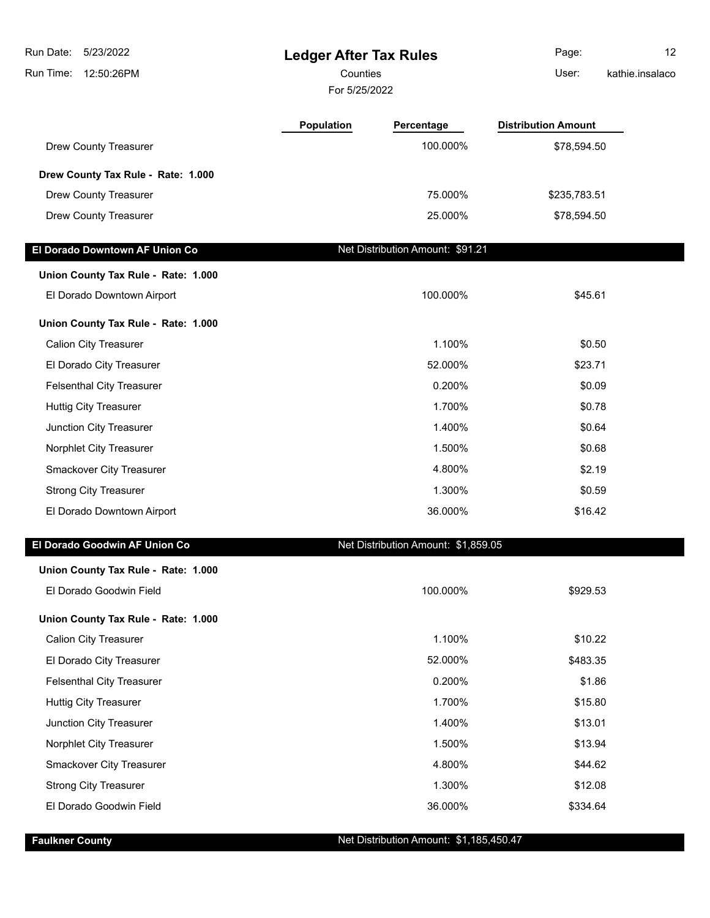# Ledger After Tax Rules

Counties

For 5/25/2022

| | Population | Percentage | Distribution Amount |
|---|---|---|---|
| Drew County Treasurer | | 100.000% | $78,594.50 |
| **Drew County Tax Rule - Rate: 1.000** | | | |
| Drew County Treasurer | | 75.000% | $235,783.51 |
| Drew County Treasurer | | 25.000% | $78,594.50 |

## El Dorado Downtown AF Union Co — Net Distribution Amount: $91.21

| | Population | Percentage | Distribution Amount |
|---|---|---|---|
| **Union County Tax Rule - Rate: 1.000** | | | |
| El Dorado Downtown Airport | | 100.000% | $45.61 |
| **Union County Tax Rule - Rate: 1.000** | | | |
| Calion City Treasurer | | 1.100% | $0.50 |
| El Dorado City Treasurer | | 52.000% | $23.71 |
| Felsenthal City Treasurer | | 0.200% | $0.09 |
| Huttig City Treasurer | | 1.700% | $0.78 |
| Junction City Treasurer | | 1.400% | $0.64 |
| Norphlet City Treasurer | | 1.500% | $0.68 |
| Smackover City Treasurer | | 4.800% | $2.19 |
| Strong City Treasurer | | 1.300% | $0.59 |
| El Dorado Downtown Airport | | 36.000% | $16.42 |

## El Dorado Goodwin AF Union Co — Net Distribution Amount: $1,859.05

| | Population | Percentage | Distribution Amount |
|---|---|---|---|
| **Union County Tax Rule - Rate: 1.000** | | | |
| El Dorado Goodwin Field | | 100.000% | $929.53 |
| **Union County Tax Rule - Rate: 1.000** | | | |
| Calion City Treasurer | | 1.100% | $10.22 |
| El Dorado City Treasurer | | 52.000% | $483.35 |
| Felsenthal City Treasurer | | 0.200% | $1.86 |
| Huttig City Treasurer | | 1.700% | $15.80 |
| Junction City Treasurer | | 1.400% | $13.01 |
| Norphlet City Treasurer | | 1.500% | $13.94 |
| Smackover City Treasurer | | 4.800% | $44.62 |
| Strong City Treasurer | | 1.300% | $12.08 |
| El Dorado Goodwin Field | | 36.000% | $334.64 |

## Faulkner County — Net Distribution Amount: $1,185,450.47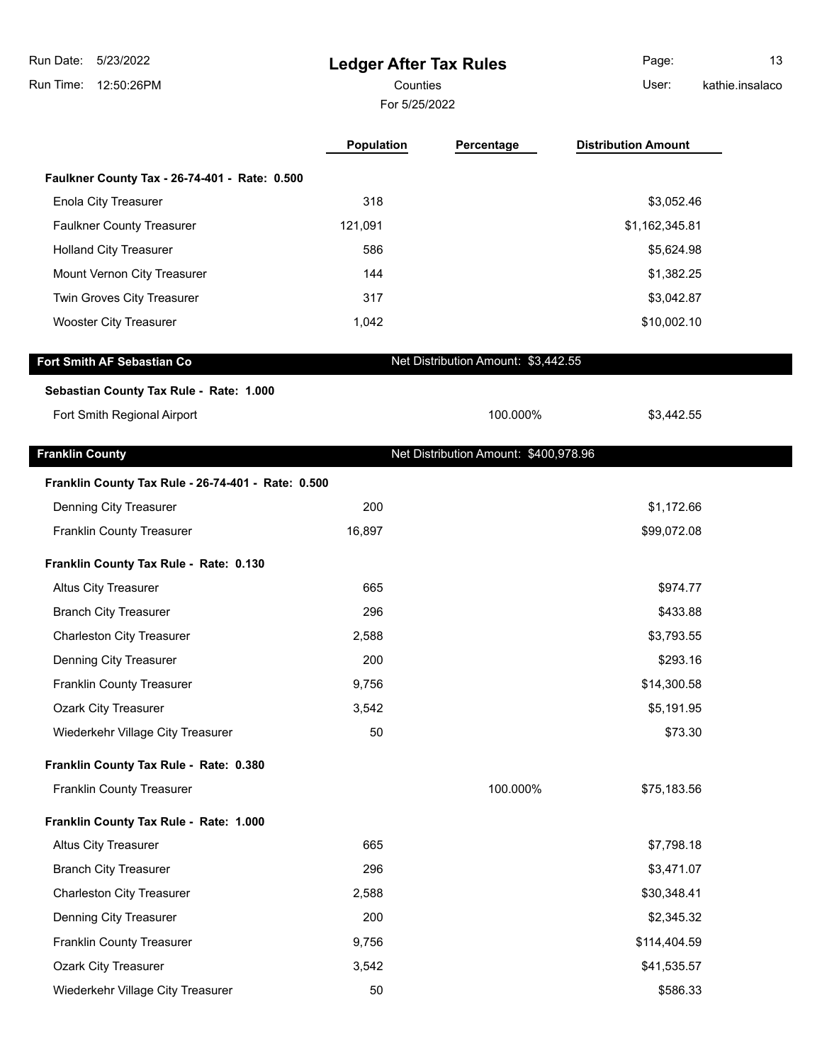| | Population | Percentage | Distribution Amount |
|---|---|---|---|
| **Faulkner County Tax - 26-74-401 - Rate: 0.500** | | | |
| Enola City Treasurer | 318 | | $3,052.46 |
| Faulkner County Treasurer | 121,091 | | $1,162,345.81 |
| Holland City Treasurer | 586 | | $5,624.98 |
| Mount Vernon City Treasurer | 144 | | $1,382.25 |
| Twin Groves City Treasurer | 317 | | $3,042.87 |
| Wooster City Treasurer | 1,042 | | $10,002.10 |

## Fort Smith AF Sebastian Co

Net Distribution Amount: $3,442.55

| | Population | Percentage | Distribution Amount |
|---|---|---|---|
| **Sebastian County Tax Rule - Rate: 1.000** | | | |
| Fort Smith Regional Airport | | 100.000% | $3,442.55 |

## Franklin County

Net Distribution Amount: $400,978.96

| | Population | Percentage | Distribution Amount |
|---|---|---|---|
| **Franklin County Tax Rule - 26-74-401 - Rate: 0.500** | | | |
| Denning City Treasurer | 200 | | $1,172.66 |
| Franklin County Treasurer | 16,897 | | $99,072.08 |
| **Franklin County Tax Rule - Rate: 0.130** | | | |
| Altus City Treasurer | 665 | | $974.77 |
| Branch City Treasurer | 296 | | $433.88 |
| Charleston City Treasurer | 2,588 | | $3,793.55 |
| Denning City Treasurer | 200 | | $293.16 |
| Franklin County Treasurer | 9,756 | | $14,300.58 |
| Ozark City Treasurer | 3,542 | | $5,191.95 |
| Wiederkehr Village City Treasurer | 50 | | $73.30 |
| **Franklin County Tax Rule - Rate: 0.380** | | | |
| Franklin County Treasurer | | 100.000% | $75,183.56 |
| **Franklin County Tax Rule - Rate: 1.000** | | | |
| Altus City Treasurer | 665 | | $7,798.18 |
| Branch City Treasurer | 296 | | $3,471.07 |
| Charleston City Treasurer | 2,588 | | $30,348.41 |
| Denning City Treasurer | 200 | | $2,345.32 |
| Franklin County Treasurer | 9,756 | | $114,404.59 |
| Ozark City Treasurer | 3,542 | | $41,535.57 |
| Wiederkehr Village City Treasurer | 50 | | $586.33 |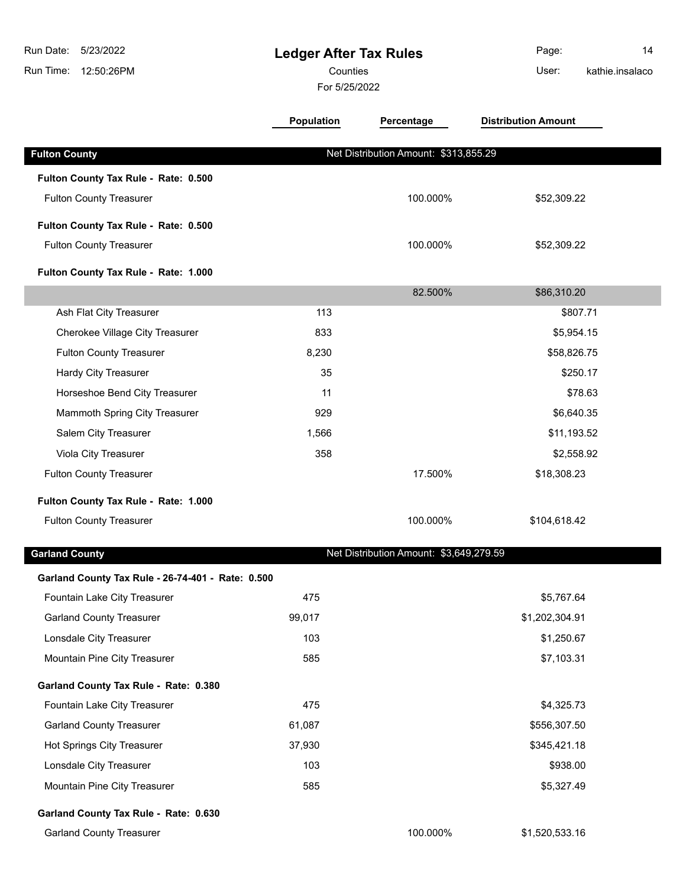# Ledger After Tax Rules

Counties

For 5/25/2022

Run Date: 5/23/2022
Run Time: 12:50:26PM
User: kathie.insalaco

| | Population | Percentage | Distribution Amount |
|---|---|---|---|
| **Fulton County** | Net Distribution Amount: $313,855.29 | | |
| **Fulton County Tax Rule - Rate: 0.500** | | | |
| Fulton County Treasurer | | 100.000% | $52,309.22 |
| **Fulton County Tax Rule - Rate: 0.500** | | | |
| Fulton County Treasurer | | 100.000% | $52,309.22 |
| **Fulton County Tax Rule - Rate: 1.000** | | | |
| | | 82.500% | $86,310.20 |
| Ash Flat City Treasurer | 113 | | $807.71 |
| Cherokee Village City Treasurer | 833 | | $5,954.15 |
| Fulton County Treasurer | 8,230 | | $58,826.75 |
| Hardy City Treasurer | 35 | | $250.17 |
| Horseshoe Bend City Treasurer | 11 | | $78.63 |
| Mammoth Spring City Treasurer | 929 | | $6,640.35 |
| Salem City Treasurer | 1,566 | | $11,193.52 |
| Viola City Treasurer | 358 | | $2,558.92 |
| Fulton County Treasurer | | 17.500% | $18,308.23 |
| **Fulton County Tax Rule - Rate: 1.000** | | | |
| Fulton County Treasurer | | 100.000% | $104,618.42 |
| **Garland County** | Net Distribution Amount: $3,649,279.59 | | |
| **Garland County Tax Rule - 26-74-401 - Rate: 0.500** | | | |
| Fountain Lake City Treasurer | 475 | | $5,767.64 |
| Garland County Treasurer | 99,017 | | $1,202,304.91 |
| Lonsdale City Treasurer | 103 | | $1,250.67 |
| Mountain Pine City Treasurer | 585 | | $7,103.31 |
| **Garland County Tax Rule - Rate: 0.380** | | | |
| Fountain Lake City Treasurer | 475 | | $4,325.73 |
| Garland County Treasurer | 61,087 | | $556,307.50 |
| Hot Springs City Treasurer | 37,930 | | $345,421.18 |
| Lonsdale City Treasurer | 103 | | $938.00 |
| Mountain Pine City Treasurer | 585 | | $5,327.49 |
| **Garland County Tax Rule - Rate: 0.630** | | | |
| Garland County Treasurer | | 100.000% | $1,520,533.16 |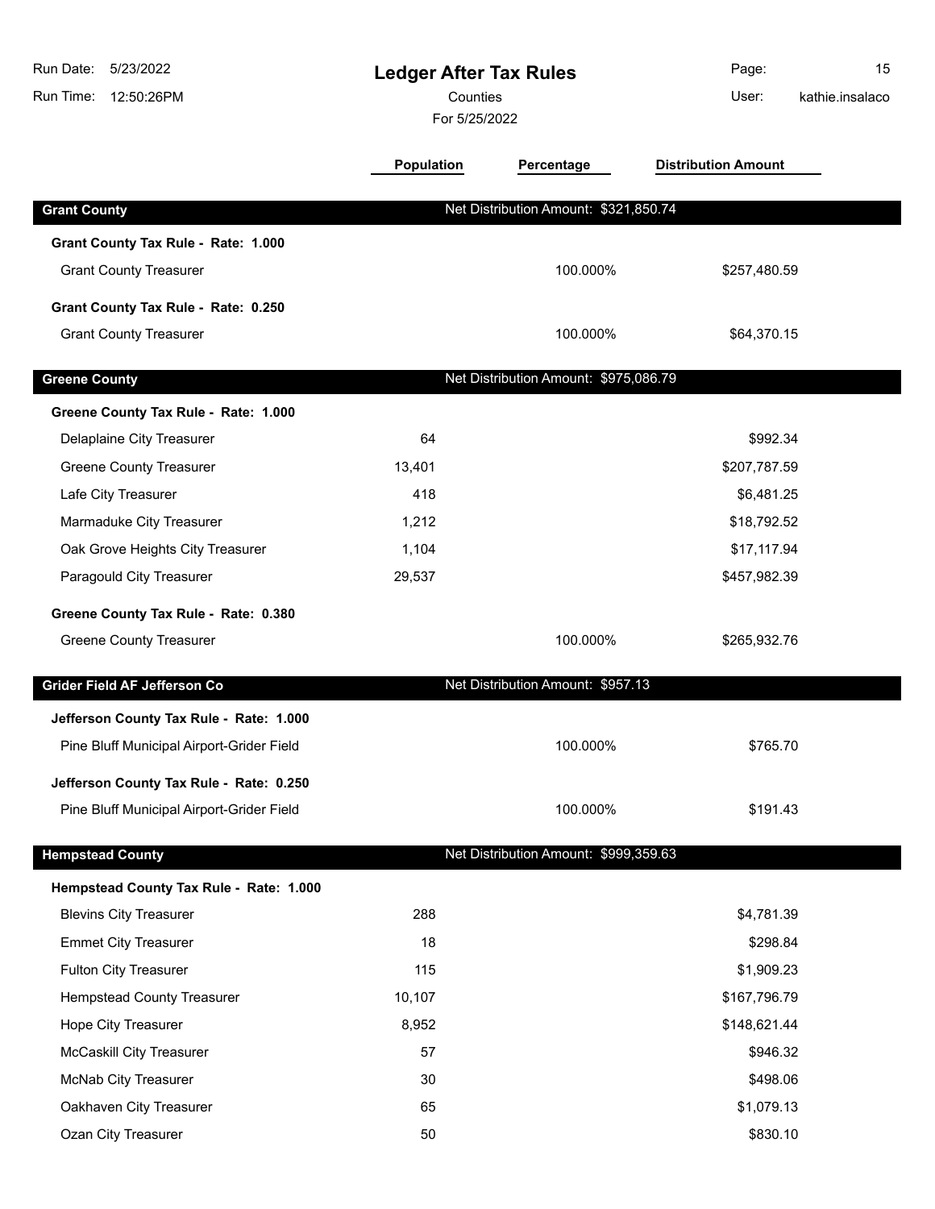# Ledger After Tax Rules

Counties

For 5/25/2022

| | Population | Percentage | Distribution Amount |
|---|---|---|---|
| **Grant County** | Net Distribution Amount: $321,850.74 | | |
| **Grant County Tax Rule - Rate: 1.000** | | | |
| Grant County Treasurer | | 100.000% | $257,480.59 |
| **Grant County Tax Rule - Rate: 0.250** | | | |
| Grant County Treasurer | | 100.000% | $64,370.15 |
| **Greene County** | Net Distribution Amount: $975,086.79 | | |
| **Greene County Tax Rule - Rate: 1.000** | | | |
| Delaplaine City Treasurer | 64 | | $992.34 |
| Greene County Treasurer | 13,401 | | $207,787.59 |
| Lafe City Treasurer | 418 | | $6,481.25 |
| Marmaduke City Treasurer | 1,212 | | $18,792.52 |
| Oak Grove Heights City Treasurer | 1,104 | | $17,117.94 |
| Paragould City Treasurer | 29,537 | | $457,982.39 |
| **Greene County Tax Rule - Rate: 0.380** | | | |
| Greene County Treasurer | | 100.000% | $265,932.76 |
| **Grider Field AF Jefferson Co** | Net Distribution Amount: $957.13 | | |
| **Jefferson County Tax Rule - Rate: 1.000** | | | |
| Pine Bluff Municipal Airport-Grider Field | | 100.000% | $765.70 |
| **Jefferson County Tax Rule - Rate: 0.250** | | | |
| Pine Bluff Municipal Airport-Grider Field | | 100.000% | $191.43 |
| **Hempstead County** | Net Distribution Amount: $999,359.63 | | |
| **Hempstead County Tax Rule - Rate: 1.000** | | | |
| Blevins City Treasurer | 288 | | $4,781.39 |
| Emmet City Treasurer | 18 | | $298.84 |
| Fulton City Treasurer | 115 | | $1,909.23 |
| Hempstead County Treasurer | 10,107 | | $167,796.79 |
| Hope City Treasurer | 8,952 | | $148,621.44 |
| McCaskill City Treasurer | 57 | | $946.32 |
| McNab City Treasurer | 30 | | $498.06 |
| Oakhaven City Treasurer | 65 | | $1,079.13 |
| Ozan City Treasurer | 50 | | $830.10 |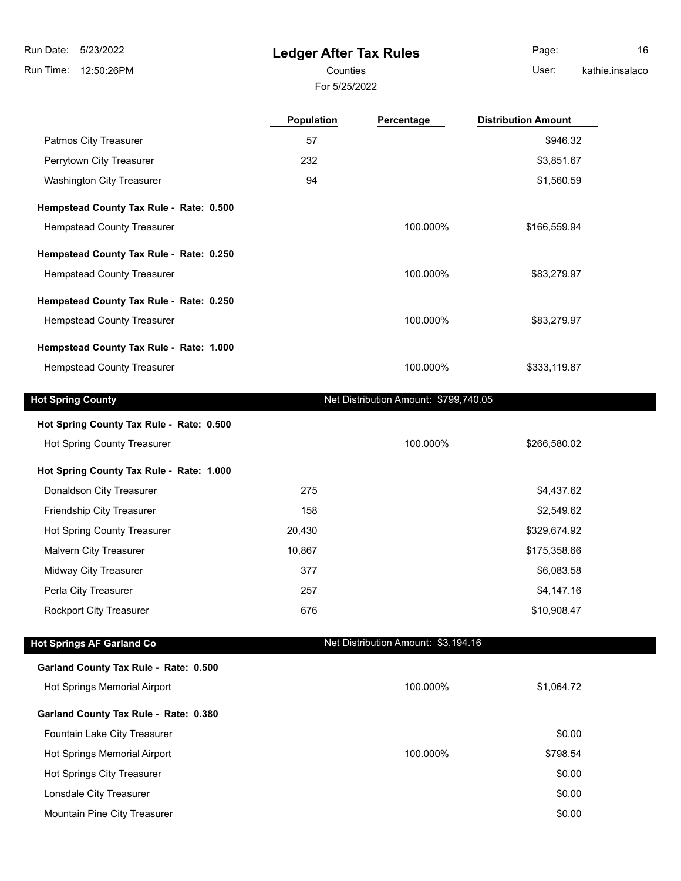| | Population | Percentage | Distribution Amount |
|---|---|---|---|
| Patmos City Treasurer | 57 | | $946.32 |
| Perrytown City Treasurer | 232 | | $3,851.67 |
| Washington City Treasurer | 94 | | $1,560.59 |
| **Hempstead County Tax Rule - Rate: 0.500** | | | |
| Hempstead County Treasurer | | 100.000% | $166,559.94 |
| **Hempstead County Tax Rule - Rate: 0.250** | | | |
| Hempstead County Treasurer | | 100.000% | $83,279.97 |
| **Hempstead County Tax Rule - Rate: 0.250** | | | |
| Hempstead County Treasurer | | 100.000% | $83,279.97 |
| **Hempstead County Tax Rule - Rate: 1.000** | | | |
| Hempstead County Treasurer | | 100.000% | $333,119.87 |

## Hot Spring County

Net Distribution Amount: $799,740.05

| | Population | Percentage | Distribution Amount |
|---|---|---|---|
| **Hot Spring County Tax Rule - Rate: 0.500** | | | |
| Hot Spring County Treasurer | | 100.000% | $266,580.02 |
| **Hot Spring County Tax Rule - Rate: 1.000** | | | |
| Donaldson City Treasurer | 275 | | $4,437.62 |
| Friendship City Treasurer | 158 | | $2,549.62 |
| Hot Spring County Treasurer | 20,430 | | $329,674.92 |
| Malvern City Treasurer | 10,867 | | $175,358.66 |
| Midway City Treasurer | 377 | | $6,083.58 |
| Perla City Treasurer | 257 | | $4,147.16 |
| Rockport City Treasurer | 676 | | $10,908.47 |

## Hot Springs AF Garland Co

Net Distribution Amount: $3,194.16

| | Population | Percentage | Distribution Amount |
|---|---|---|---|
| **Garland County Tax Rule - Rate: 0.500** | | | |
| Hot Springs Memorial Airport | | 100.000% | $1,064.72 |
| **Garland County Tax Rule - Rate: 0.380** | | | |
| Fountain Lake City Treasurer | | | $0.00 |
| Hot Springs Memorial Airport | | 100.000% | $798.54 |
| Hot Springs City Treasurer | | | $0.00 |
| Lonsdale City Treasurer | | | $0.00 |
| Mountain Pine City Treasurer | | | $0.00 |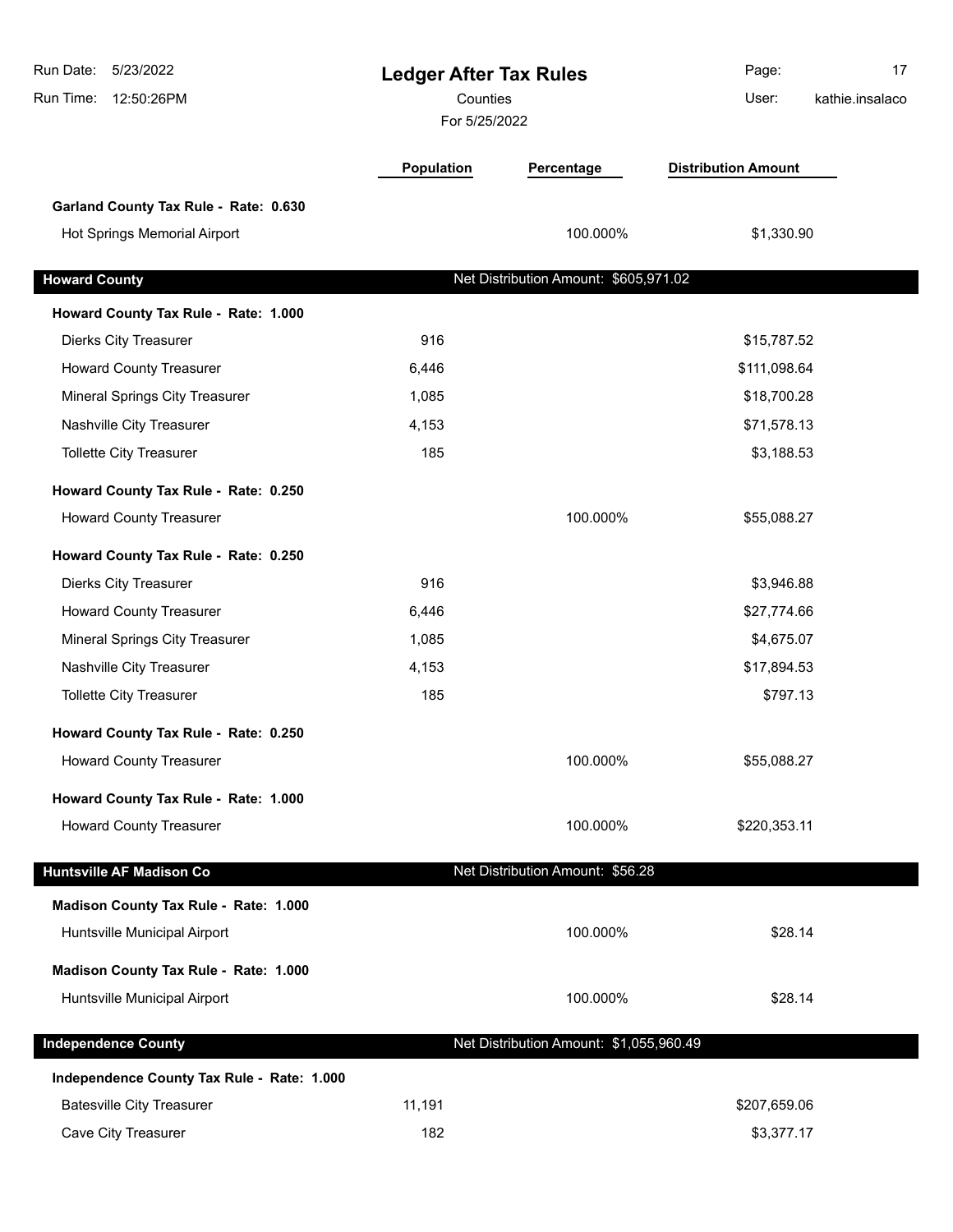# Ledger After Tax Rules

Counties

For 5/25/2022

| | Population | Percentage | Distribution Amount |
|---|---|---|---|
| **Garland County Tax Rule - Rate: 0.630** | | | |
| Hot Springs Memorial Airport | | 100.000% | $1,330.90 |
| **Howard County** | | Net Distribution Amount: $605,971.02 | |
| **Howard County Tax Rule - Rate: 1.000** | | | |
| Dierks City Treasurer | 916 | | $15,787.52 |
| Howard County Treasurer | 6,446 | | $111,098.64 |
| Mineral Springs City Treasurer | 1,085 | | $18,700.28 |
| Nashville City Treasurer | 4,153 | | $71,578.13 |
| Tollette City Treasurer | 185 | | $3,188.53 |
| **Howard County Tax Rule - Rate: 0.250** | | | |
| Howard County Treasurer | | 100.000% | $55,088.27 |
| **Howard County Tax Rule - Rate: 0.250** | | | |
| Dierks City Treasurer | 916 | | $3,946.88 |
| Howard County Treasurer | 6,446 | | $27,774.66 |
| Mineral Springs City Treasurer | 1,085 | | $4,675.07 |
| Nashville City Treasurer | 4,153 | | $17,894.53 |
| Tollette City Treasurer | 185 | | $797.13 |
| **Howard County Tax Rule - Rate: 0.250** | | | |
| Howard County Treasurer | | 100.000% | $55,088.27 |
| **Howard County Tax Rule - Rate: 1.000** | | | |
| Howard County Treasurer | | 100.000% | $220,353.11 |
| **Huntsville AF Madison Co** | | Net Distribution Amount: $56.28 | |
| **Madison County Tax Rule - Rate: 1.000** | | | |
| Huntsville Municipal Airport | | 100.000% | $28.14 |
| **Madison County Tax Rule - Rate: 1.000** | | | |
| Huntsville Municipal Airport | | 100.000% | $28.14 |
| **Independence County** | | Net Distribution Amount: $1,055,960.49 | |
| **Independence County Tax Rule - Rate: 1.000** | | | |
| Batesville City Treasurer | 11,191 | | $207,659.06 |
| Cave City Treasurer | 182 | | $3,377.17 |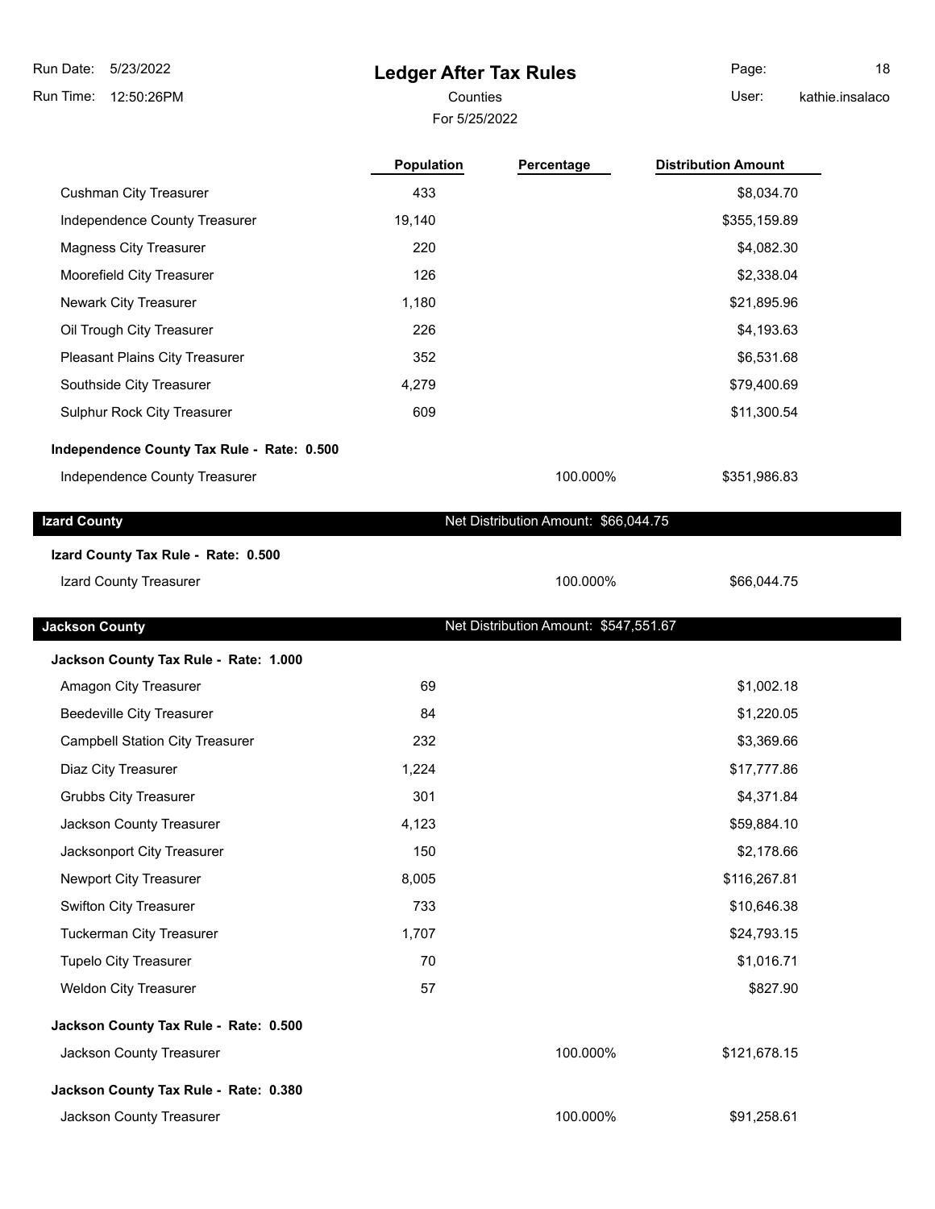# Ledger After Tax Rules

Counties

For 5/25/2022

| | Population | Percentage | Distribution Amount |
|---|---|---|---|
| Cushman City Treasurer | 433 | | $8,034.70 |
| Independence County Treasurer | 19,140 | | $355,159.89 |
| Magness City Treasurer | 220 | | $4,082.30 |
| Moorefield City Treasurer | 126 | | $2,338.04 |
| Newark City Treasurer | 1,180 | | $21,895.96 |
| Oil Trough City Treasurer | 226 | | $4,193.63 |
| Pleasant Plains City Treasurer | 352 | | $6,531.68 |
| Southside City Treasurer | 4,279 | | $79,400.69 |
| Sulphur Rock City Treasurer | 609 | | $11,300.54 |
| **Independence County Tax Rule - Rate: 0.500** | | | |
| Independence County Treasurer | | 100.000% | $351,986.83 |

## Izard County

Net Distribution Amount: $66,044.75

| | Population | Percentage | Distribution Amount |
|---|---|---|---|
| **Izard County Tax Rule - Rate: 0.500** | | | |
| Izard County Treasurer | | 100.000% | $66,044.75 |

## Jackson County

Net Distribution Amount: $547,551.67

| | Population | Percentage | Distribution Amount |
|---|---|---|---|
| **Jackson County Tax Rule - Rate: 1.000** | | | |
| Amagon City Treasurer | 69 | | $1,002.18 |
| Beedeville City Treasurer | 84 | | $1,220.05 |
| Campbell Station City Treasurer | 232 | | $3,369.66 |
| Diaz City Treasurer | 1,224 | | $17,777.86 |
| Grubbs City Treasurer | 301 | | $4,371.84 |
| Jackson County Treasurer | 4,123 | | $59,884.10 |
| Jacksonport City Treasurer | 150 | | $2,178.66 |
| Newport City Treasurer | 8,005 | | $116,267.81 |
| Swifton City Treasurer | 733 | | $10,646.38 |
| Tuckerman City Treasurer | 1,707 | | $24,793.15 |
| Tupelo City Treasurer | 70 | | $1,016.71 |
| Weldon City Treasurer | 57 | | $827.90 |
| **Jackson County Tax Rule - Rate: 0.500** | | | |
| Jackson County Treasurer | | 100.000% | $121,678.15 |
| **Jackson County Tax Rule - Rate: 0.380** | | | |
| Jackson County Treasurer | | 100.000% | $91,258.61 |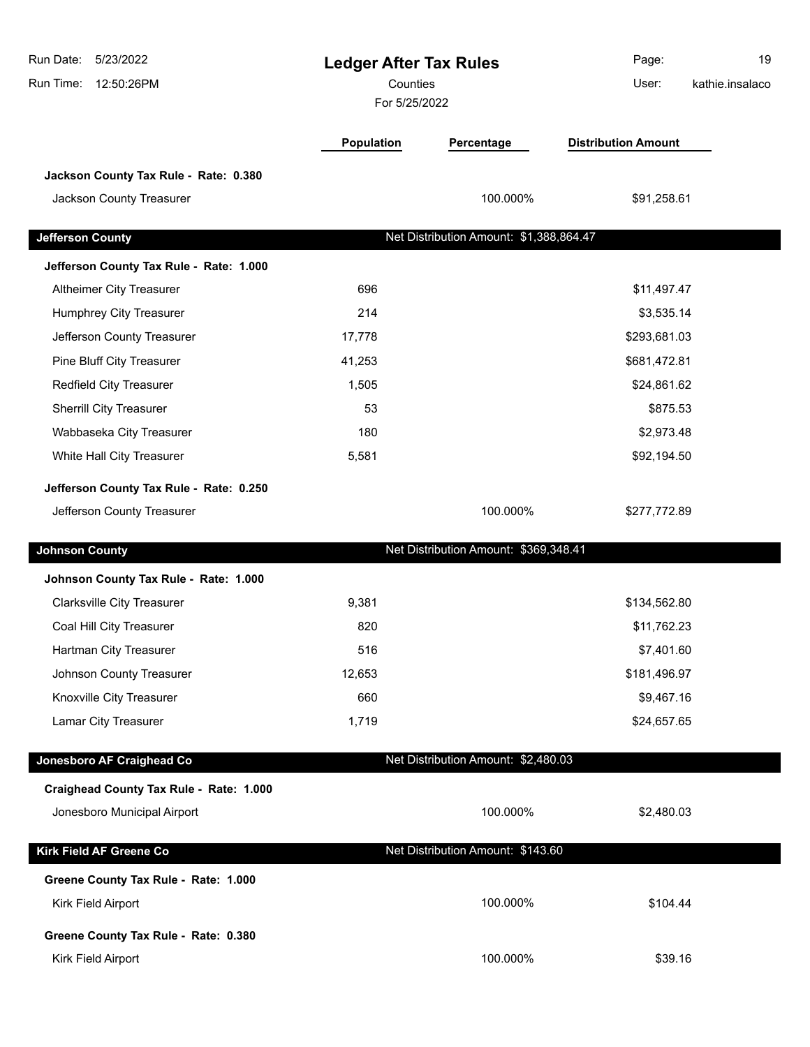# Ledger After Tax Rules

Counties

For 5/25/2022

Run Date: 5/23/2022
Run Time: 12:50:26PM
User: kathie.insalaco

| | Population | Percentage | Distribution Amount |
|---|---|---|---|
| **Jackson County Tax Rule - Rate: 0.380** | | | |
| Jackson County Treasurer | | 100.000% | $91,258.61 |
| **Jefferson County** | | Net Distribution Amount: $1,388,864.47 | |
| **Jefferson County Tax Rule - Rate: 1.000** | | | |
| Altheimer City Treasurer | 696 | | $11,497.47 |
| Humphrey City Treasurer | 214 | | $3,535.14 |
| Jefferson County Treasurer | 17,778 | | $293,681.03 |
| Pine Bluff City Treasurer | 41,253 | | $681,472.81 |
| Redfield City Treasurer | 1,505 | | $24,861.62 |
| Sherrill City Treasurer | 53 | | $875.53 |
| Wabbaseka City Treasurer | 180 | | $2,973.48 |
| White Hall City Treasurer | 5,581 | | $92,194.50 |
| **Jefferson County Tax Rule - Rate: 0.250** | | | |
| Jefferson County Treasurer | | 100.000% | $277,772.89 |
| **Johnson County** | | Net Distribution Amount: $369,348.41 | |
| **Johnson County Tax Rule - Rate: 1.000** | | | |
| Clarksville City Treasurer | 9,381 | | $134,562.80 |
| Coal Hill City Treasurer | 820 | | $11,762.23 |
| Hartman City Treasurer | 516 | | $7,401.60 |
| Johnson County Treasurer | 12,653 | | $181,496.97 |
| Knoxville City Treasurer | 660 | | $9,467.16 |
| Lamar City Treasurer | 1,719 | | $24,657.65 |
| **Jonesboro AF Craighead Co** | | Net Distribution Amount: $2,480.03 | |
| **Craighead County Tax Rule - Rate: 1.000** | | | |
| Jonesboro Municipal Airport | | 100.000% | $2,480.03 |
| **Kirk Field AF Greene Co** | | Net Distribution Amount: $143.60 | |
| **Greene County Tax Rule - Rate: 1.000** | | | |
| Kirk Field Airport | | 100.000% | $104.44 |
| **Greene County Tax Rule - Rate: 0.380** | | | |
| Kirk Field Airport | | 100.000% | $39.16 |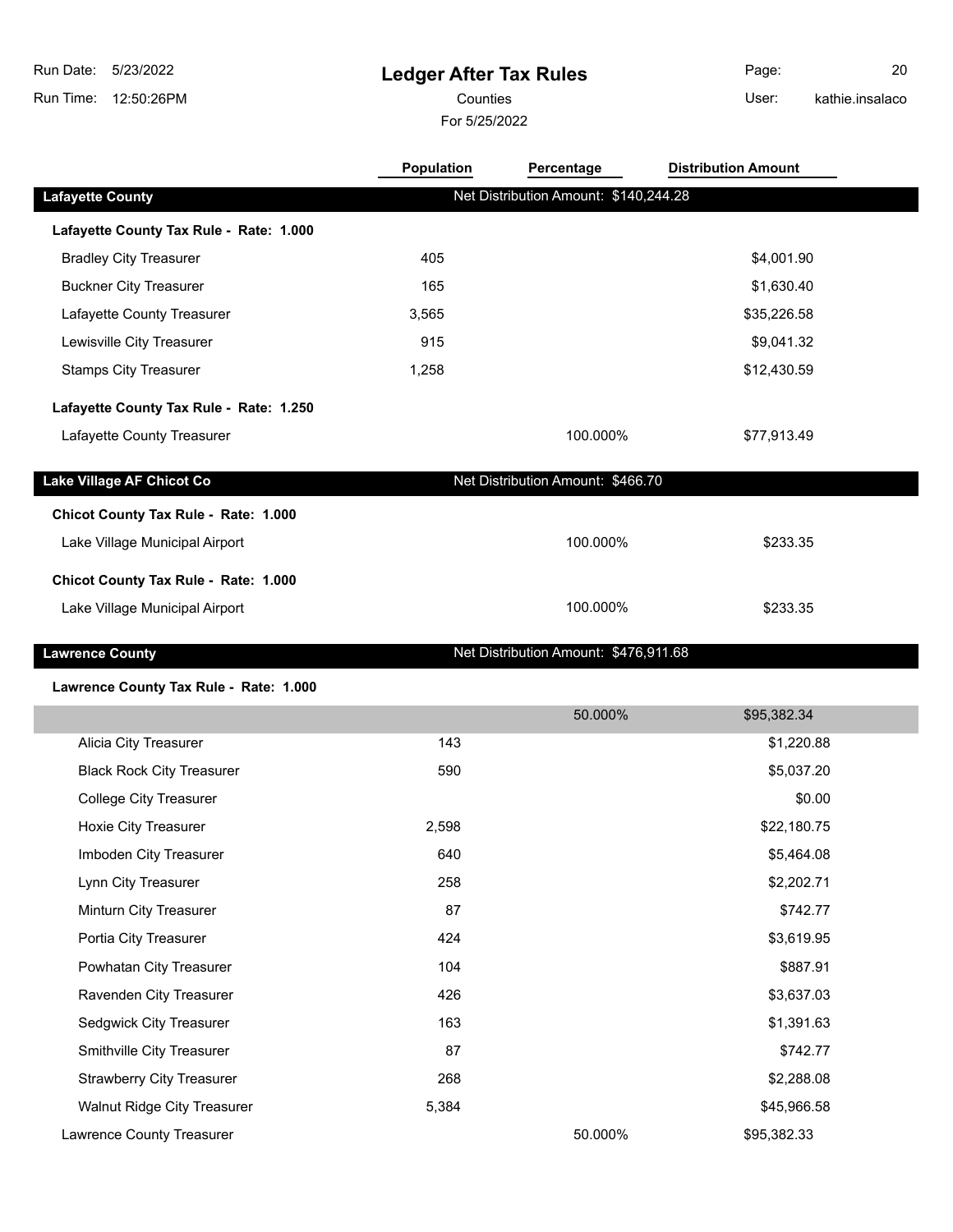# Ledger After Tax Rules

Counties

For 5/25/2022

| | Population | Percentage | Distribution Amount |
|---|---|---|---|
| **Lafayette County** | Net Distribution Amount: $140,244.28 | | |
| **Lafayette County Tax Rule - Rate: 1.000** | | | |
| Bradley City Treasurer | 405 | | $4,001.90 |
| Buckner City Treasurer | 165 | | $1,630.40 |
| Lafayette County Treasurer | 3,565 | | $35,226.58 |
| Lewisville City Treasurer | 915 | | $9,041.32 |
| Stamps City Treasurer | 1,258 | | $12,430.59 |
| **Lafayette County Tax Rule - Rate: 1.250** | | | |
| Lafayette County Treasurer | | 100.000% | $77,913.49 |
| **Lake Village AF Chicot Co** | Net Distribution Amount: $466.70 | | |
| **Chicot County Tax Rule - Rate: 1.000** | | | |
| Lake Village Municipal Airport | | 100.000% | $233.35 |
| **Chicot County Tax Rule - Rate: 1.000** | | | |
| Lake Village Municipal Airport | | 100.000% | $233.35 |
| **Lawrence County** | Net Distribution Amount: $476,911.68 | | |
| **Lawrence County Tax Rule - Rate: 1.000** | | | |
| | | 50.000% | $95,382.34 |
| Alicia City Treasurer | 143 | | $1,220.88 |
| Black Rock City Treasurer | 590 | | $5,037.20 |
| College City Treasurer | | | $0.00 |
| Hoxie City Treasurer | 2,598 | | $22,180.75 |
| Imboden City Treasurer | 640 | | $5,464.08 |
| Lynn City Treasurer | 258 | | $2,202.71 |
| Minturn City Treasurer | 87 | | $742.77 |
| Portia City Treasurer | 424 | | $3,619.95 |
| Powhatan City Treasurer | 104 | | $887.91 |
| Ravenden City Treasurer | 426 | | $3,637.03 |
| Sedgwick City Treasurer | 163 | | $1,391.63 |
| Smithville City Treasurer | 87 | | $742.77 |
| Strawberry City Treasurer | 268 | | $2,288.08 |
| Walnut Ridge City Treasurer | 5,384 | | $45,966.58 |
| Lawrence County Treasurer | | 50.000% | $95,382.33 |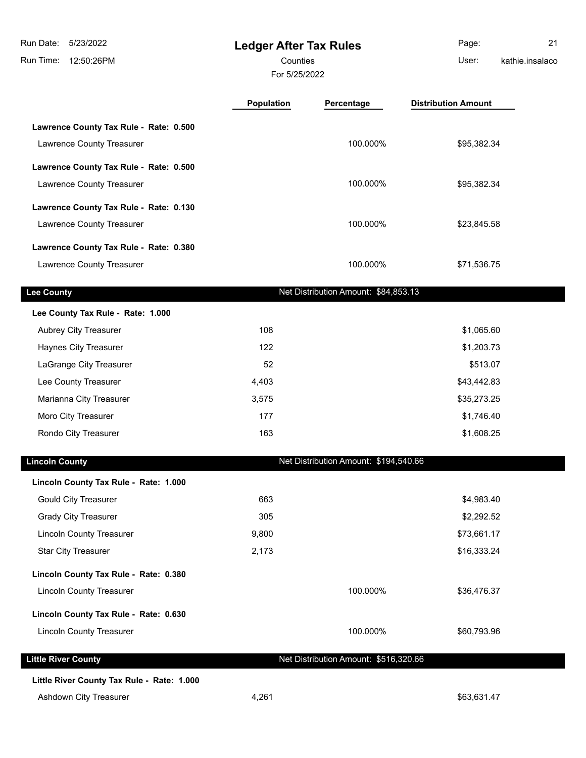# Ledger After Tax Rules

Counties

For 5/25/2022

| | Population | Percentage | Distribution Amount |
|---|---|---|---|
| **Lawrence County Tax Rule - Rate: 0.500** | | | |
| Lawrence County Treasurer | | 100.000% | $95,382.34 |
| **Lawrence County Tax Rule - Rate: 0.500** | | | |
| Lawrence County Treasurer | | 100.000% | $95,382.34 |
| **Lawrence County Tax Rule - Rate: 0.130** | | | |
| Lawrence County Treasurer | | 100.000% | $23,845.58 |
| **Lawrence County Tax Rule - Rate: 0.380** | | | |
| Lawrence County Treasurer | | 100.000% | $71,536.75 |
| **Lee County** | | Net Distribution Amount: $84,853.13 | |
| **Lee County Tax Rule - Rate: 1.000** | | | |
| Aubrey City Treasurer | 108 | | $1,065.60 |
| Haynes City Treasurer | 122 | | $1,203.73 |
| LaGrange City Treasurer | 52 | | $513.07 |
| Lee County Treasurer | 4,403 | | $43,442.83 |
| Marianna City Treasurer | 3,575 | | $35,273.25 |
| Moro City Treasurer | 177 | | $1,746.40 |
| Rondo City Treasurer | 163 | | $1,608.25 |
| **Lincoln County** | | Net Distribution Amount: $194,540.66 | |
| **Lincoln County Tax Rule - Rate: 1.000** | | | |
| Gould City Treasurer | 663 | | $4,983.40 |
| Grady City Treasurer | 305 | | $2,292.52 |
| Lincoln County Treasurer | 9,800 | | $73,661.17 |
| Star City Treasurer | 2,173 | | $16,333.24 |
| **Lincoln County Tax Rule - Rate: 0.380** | | | |
| Lincoln County Treasurer | | 100.000% | $36,476.37 |
| **Lincoln County Tax Rule - Rate: 0.630** | | | |
| Lincoln County Treasurer | | 100.000% | $60,793.96 |
| **Little River County** | | Net Distribution Amount: $516,320.66 | |
| **Little River County Tax Rule - Rate: 1.000** | | | |
| Ashdown City Treasurer | 4,261 | | $63,631.47 |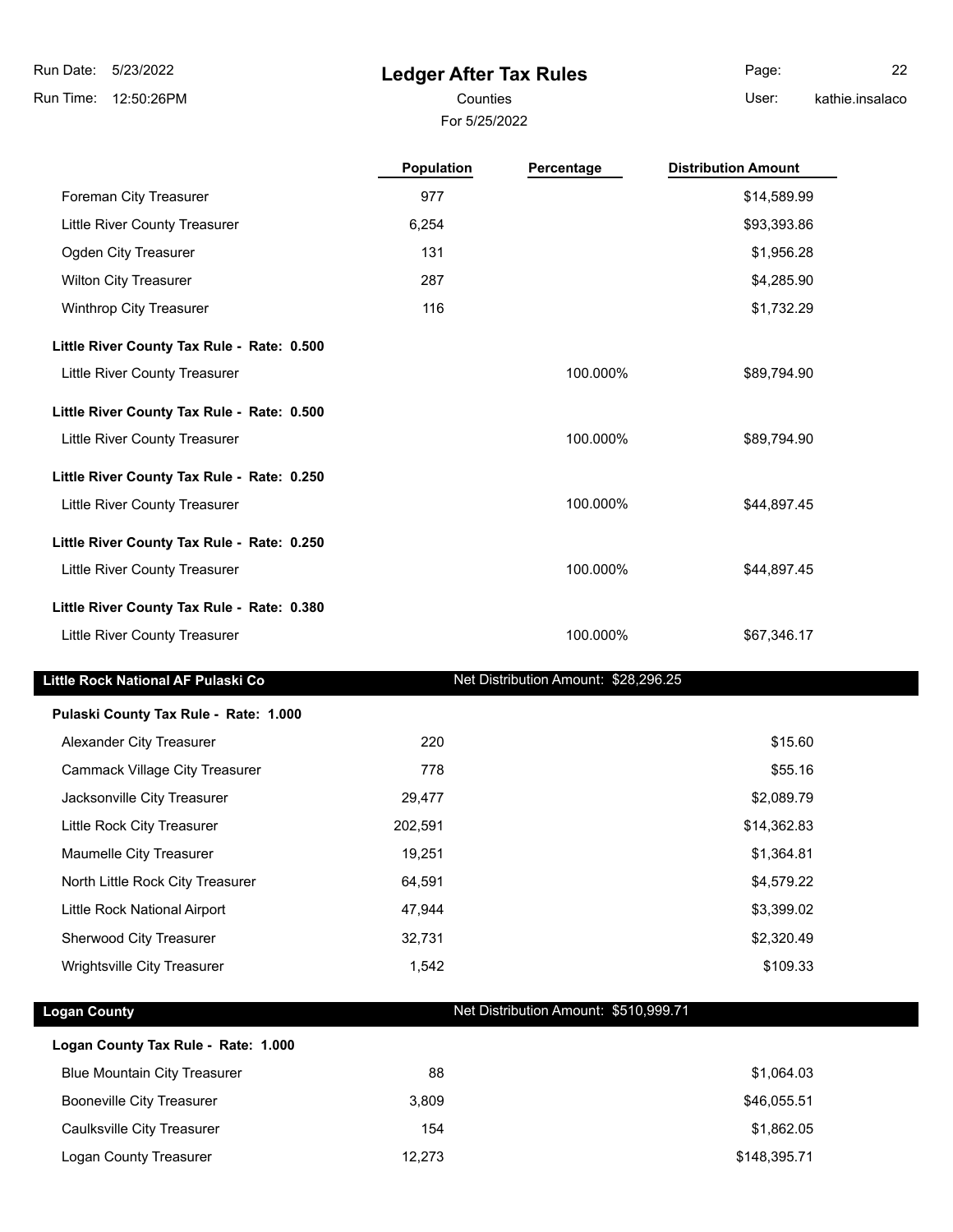# Ledger After Tax Rules

Counties

For 5/25/2022

| | Population | Percentage | Distribution Amount |
|---|---|---|---|
| Foreman City Treasurer | 977 | | $14,589.99 |
| Little River County Treasurer | 6,254 | | $93,393.86 |
| Ogden City Treasurer | 131 | | $1,956.28 |
| Wilton City Treasurer | 287 | | $4,285.90 |
| Winthrop City Treasurer | 116 | | $1,732.29 |
| **Little River County Tax Rule - Rate: 0.500** | | | |
| Little River County Treasurer | | 100.000% | $89,794.90 |
| **Little River County Tax Rule - Rate: 0.500** | | | |
| Little River County Treasurer | | 100.000% | $89,794.90 |
| **Little River County Tax Rule - Rate: 0.250** | | | |
| Little River County Treasurer | | 100.000% | $44,897.45 |
| **Little River County Tax Rule - Rate: 0.250** | | | |
| Little River County Treasurer | | 100.000% | $44,897.45 |
| **Little River County Tax Rule - Rate: 0.380** | | | |
| Little River County Treasurer | | 100.000% | $67,346.17 |

## Little Rock National AF Pulaski Co

Net Distribution Amount: $28,296.25

| | Population | Percentage | Distribution Amount |
|---|---|---|---|
| **Pulaski County Tax Rule - Rate: 1.000** | | | |
| Alexander City Treasurer | 220 | | $15.60 |
| Cammack Village City Treasurer | 778 | | $55.16 |
| Jacksonville City Treasurer | 29,477 | | $2,089.79 |
| Little Rock City Treasurer | 202,591 | | $14,362.83 |
| Maumelle City Treasurer | 19,251 | | $1,364.81 |
| North Little Rock City Treasurer | 64,591 | | $4,579.22 |
| Little Rock National Airport | 47,944 | | $3,399.02 |
| Sherwood City Treasurer | 32,731 | | $2,320.49 |
| Wrightsville City Treasurer | 1,542 | | $109.33 |

## Logan County

Net Distribution Amount: $510,999.71

| | Population | Percentage | Distribution Amount |
|---|---|---|---|
| **Logan County Tax Rule - Rate: 1.000** | | | |
| Blue Mountain City Treasurer | 88 | | $1,064.03 |
| Booneville City Treasurer | 3,809 | | $46,055.51 |
| Caulksville City Treasurer | 154 | | $1,862.05 |
| Logan County Treasurer | 12,273 | | $148,395.71 |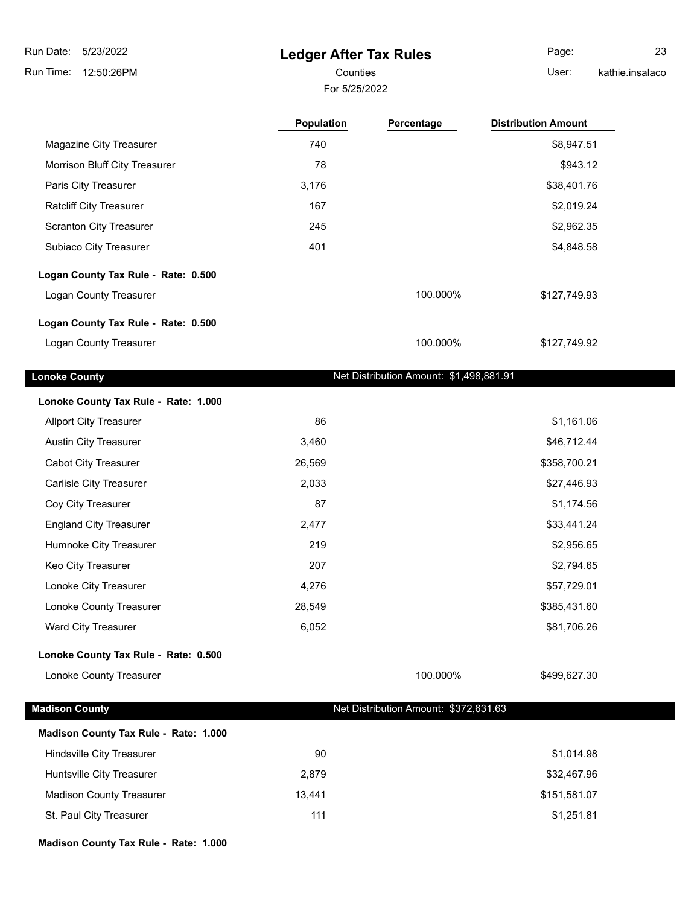| | Population | Percentage | Distribution Amount |
|---|---|---|---|
| Magazine City Treasurer | 740 | | $8,947.51 |
| Morrison Bluff City Treasurer | 78 | | $943.12 |
| Paris City Treasurer | 3,176 | | $38,401.76 |
| Ratcliff City Treasurer | 167 | | $2,019.24 |
| Scranton City Treasurer | 245 | | $2,962.35 |
| Subiaco City Treasurer | 401 | | $4,848.58 |
| **Logan County Tax Rule - Rate: 0.500** | | | |
| Logan County Treasurer | | 100.000% | $127,749.93 |
| **Logan County Tax Rule - Rate: 0.500** | | | |
| Logan County Treasurer | | 100.000% | $127,749.92 |

## Lonoke County

Net Distribution Amount: $1,498,881.91

| | Population | Percentage | Distribution Amount |
|---|---|---|---|
| **Lonoke County Tax Rule - Rate: 1.000** | | | |
| Allport City Treasurer | 86 | | $1,161.06 |
| Austin City Treasurer | 3,460 | | $46,712.44 |
| Cabot City Treasurer | 26,569 | | $358,700.21 |
| Carlisle City Treasurer | 2,033 | | $27,446.93 |
| Coy City Treasurer | 87 | | $1,174.56 |
| England City Treasurer | 2,477 | | $33,441.24 |
| Humnoke City Treasurer | 219 | | $2,956.65 |
| Keo City Treasurer | 207 | | $2,794.65 |
| Lonoke City Treasurer | 4,276 | | $57,729.01 |
| Lonoke County Treasurer | 28,549 | | $385,431.60 |
| Ward City Treasurer | 6,052 | | $81,706.26 |
| **Lonoke County Tax Rule - Rate: 0.500** | | | |
| Lonoke County Treasurer | | 100.000% | $499,627.30 |

## Madison County

Net Distribution Amount: $372,631.63

| | Population | Percentage | Distribution Amount |
|---|---|---|---|
| **Madison County Tax Rule - Rate: 1.000** | | | |
| Hindsville City Treasurer | 90 | | $1,014.98 |
| Huntsville City Treasurer | 2,879 | | $32,467.96 |
| Madison County Treasurer | 13,441 | | $151,581.07 |
| St. Paul City Treasurer | 111 | | $1,251.81 |
| **Madison County Tax Rule - Rate: 1.000** | | | |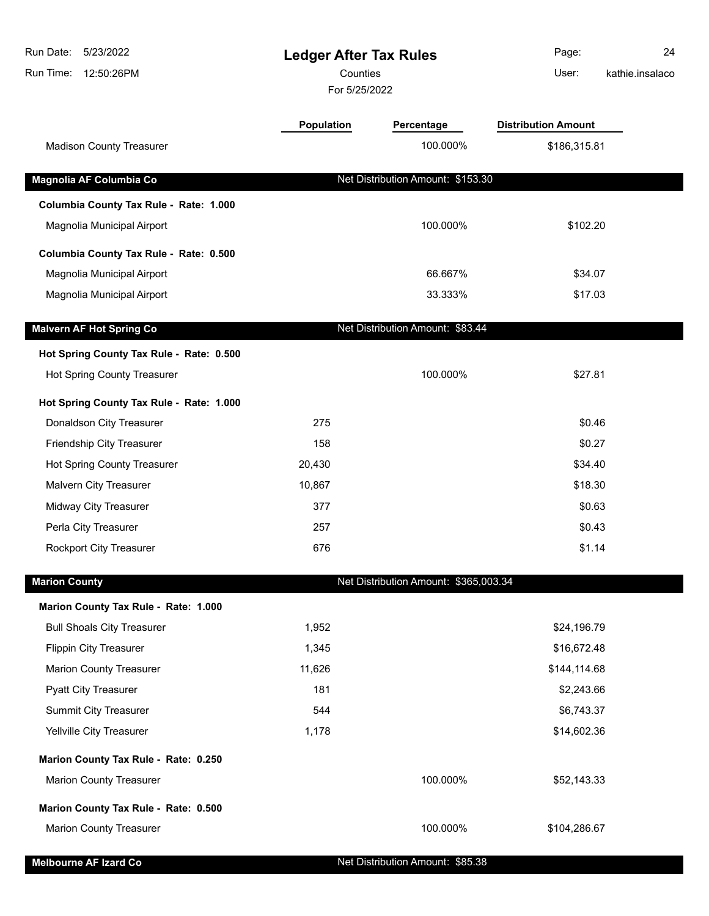# Ledger After Tax Rules

Counties

For 5/25/2022

| | Population | Percentage | Distribution Amount |
|---|---|---|---|
| Madison County Treasurer | | 100.000% | $186,315.81 |
| **Magnolia AF Columbia Co** | | Net Distribution Amount: $153.30 | |
| **Columbia County Tax Rule - Rate: 1.000** | | | |
| Magnolia Municipal Airport | | 100.000% | $102.20 |
| **Columbia County Tax Rule - Rate: 0.500** | | | |
| Magnolia Municipal Airport | | 66.667% | $34.07 |
| Magnolia Municipal Airport | | 33.333% | $17.03 |
| **Malvern AF Hot Spring Co** | | Net Distribution Amount: $83.44 | |
| **Hot Spring County Tax Rule - Rate: 0.500** | | | |
| Hot Spring County Treasurer | | 100.000% | $27.81 |
| **Hot Spring County Tax Rule - Rate: 1.000** | | | |
| Donaldson City Treasurer | 275 | | $0.46 |
| Friendship City Treasurer | 158 | | $0.27 |
| Hot Spring County Treasurer | 20,430 | | $34.40 |
| Malvern City Treasurer | 10,867 | | $18.30 |
| Midway City Treasurer | 377 | | $0.63 |
| Perla City Treasurer | 257 | | $0.43 |
| Rockport City Treasurer | 676 | | $1.14 |
| **Marion County** | | Net Distribution Amount: $365,003.34 | |
| **Marion County Tax Rule - Rate: 1.000** | | | |
| Bull Shoals City Treasurer | 1,952 | | $24,196.79 |
| Flippin City Treasurer | 1,345 | | $16,672.48 |
| Marion County Treasurer | 11,626 | | $144,114.68 |
| Pyatt City Treasurer | 181 | | $2,243.66 |
| Summit City Treasurer | 544 | | $6,743.37 |
| Yellville City Treasurer | 1,178 | | $14,602.36 |
| **Marion County Tax Rule - Rate: 0.250** | | | |
| Marion County Treasurer | | 100.000% | $52,143.33 |
| **Marion County Tax Rule - Rate: 0.500** | | | |
| Marion County Treasurer | | 100.000% | $104,286.67 |
| **Melbourne AF Izard Co** | | Net Distribution Amount: $85.38 | |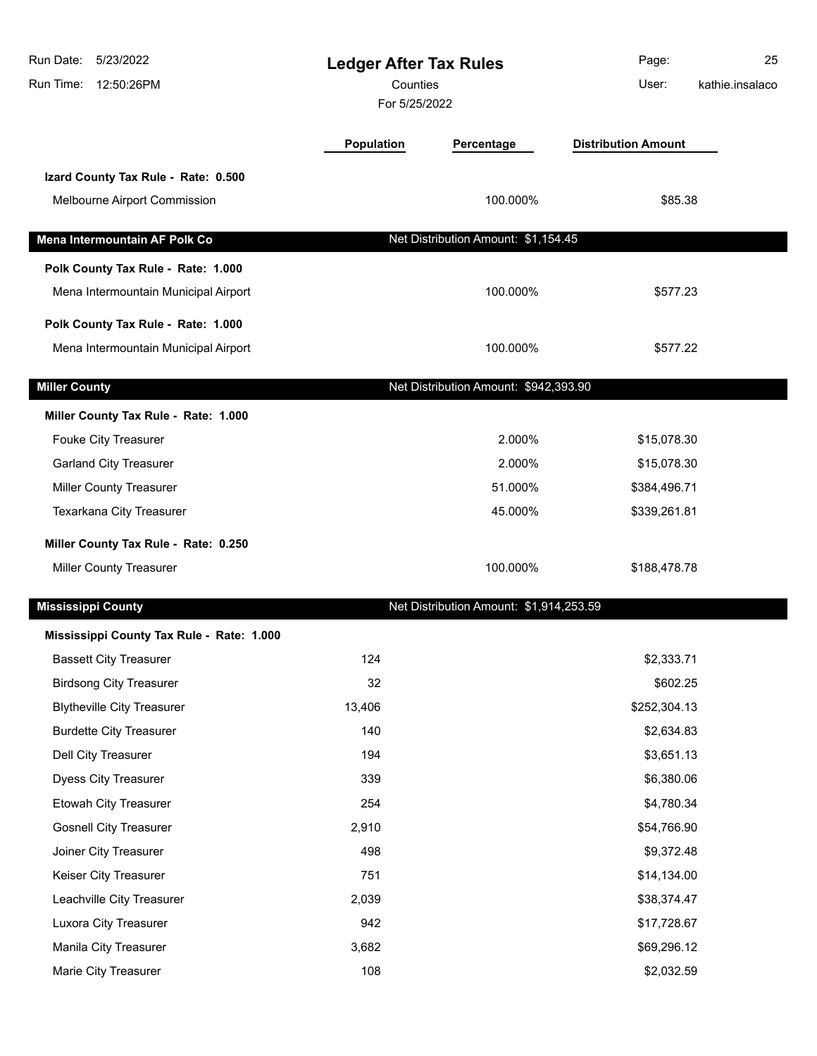# Ledger After Tax Rules

Counties

For 5/25/2022

Run Date: 5/23/2022
Run Time: 12:50:26PM
User: kathie.insalaco

| | Population | Percentage | Distribution Amount |
|---|---|---|---|
| **Izard County Tax Rule - Rate: 0.500** | | | |
| Melbourne Airport Commission | | 100.000% | $85.38 |
| **Mena Intermountain AF Polk Co** | | Net Distribution Amount: $1,154.45 | |
| **Polk County Tax Rule - Rate: 1.000** | | | |
| Mena Intermountain Municipal Airport | | 100.000% | $577.23 |
| **Polk County Tax Rule - Rate: 1.000** | | | |
| Mena Intermountain Municipal Airport | | 100.000% | $577.22 |
| **Miller County** | | Net Distribution Amount: $942,393.90 | |
| **Miller County Tax Rule - Rate: 1.000** | | | |
| Fouke City Treasurer | | 2.000% | $15,078.30 |
| Garland City Treasurer | | 2.000% | $15,078.30 |
| Miller County Treasurer | | 51.000% | $384,496.71 |
| Texarkana City Treasurer | | 45.000% | $339,261.81 |
| **Miller County Tax Rule - Rate: 0.250** | | | |
| Miller County Treasurer | | 100.000% | $188,478.78 |
| **Mississippi County** | | Net Distribution Amount: $1,914,253.59 | |
| **Mississippi County Tax Rule - Rate: 1.000** | | | |
| Bassett City Treasurer | 124 | | $2,333.71 |
| Birdsong City Treasurer | 32 | | $602.25 |
| Blytheville City Treasurer | 13,406 | | $252,304.13 |
| Burdette City Treasurer | 140 | | $2,634.83 |
| Dell City Treasurer | 194 | | $3,651.13 |
| Dyess City Treasurer | 339 | | $6,380.06 |
| Etowah City Treasurer | 254 | | $4,780.34 |
| Gosnell City Treasurer | 2,910 | | $54,766.90 |
| Joiner City Treasurer | 498 | | $9,372.48 |
| Keiser City Treasurer | 751 | | $14,134.00 |
| Leachville City Treasurer | 2,039 | | $38,374.47 |
| Luxora City Treasurer | 942 | | $17,728.67 |
| Manila City Treasurer | 3,682 | | $69,296.12 |
| Marie City Treasurer | 108 | | $2,032.59 |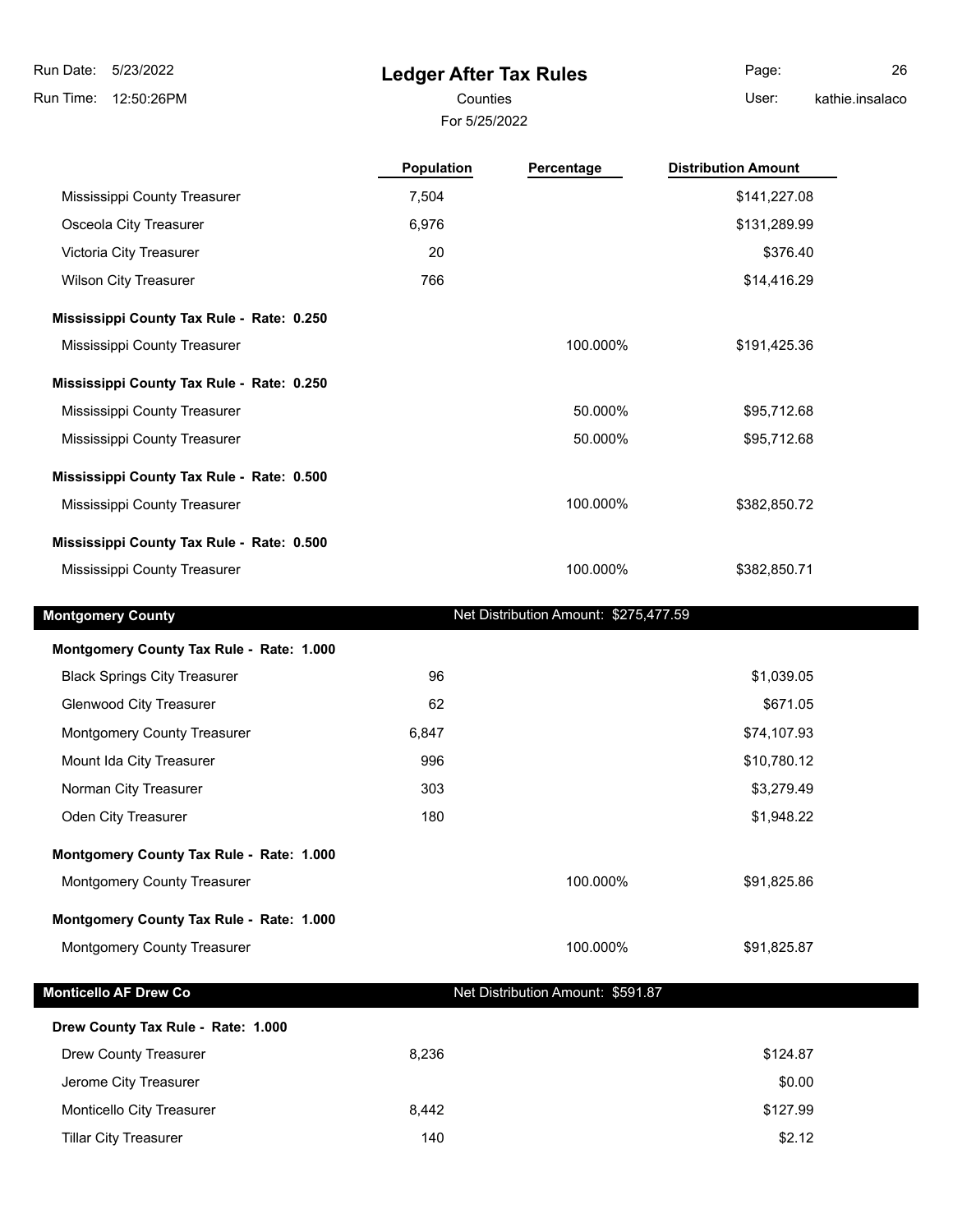| | Population | Percentage | Distribution Amount |
|---|---|---|---|
| Mississippi County Treasurer | 7,504 | | $141,227.08 |
| Osceola City Treasurer | 6,976 | | $131,289.99 |
| Victoria City Treasurer | 20 | | $376.40 |
| Wilson City Treasurer | 766 | | $14,416.29 |
| **Mississippi County Tax Rule - Rate: 0.250** | | | |
| Mississippi County Treasurer | | 100.000% | $191,425.36 |
| **Mississippi County Tax Rule - Rate: 0.250** | | | |
| Mississippi County Treasurer | | 50.000% | $95,712.68 |
| Mississippi County Treasurer | | 50.000% | $95,712.68 |
| **Mississippi County Tax Rule - Rate: 0.500** | | | |
| Mississippi County Treasurer | | 100.000% | $382,850.72 |
| **Mississippi County Tax Rule - Rate: 0.500** | | | |
| Mississippi County Treasurer | | 100.000% | $382,850.71 |

## Montgomery County

Net Distribution Amount: $275,477.59

| | Population | Percentage | Distribution Amount |
|---|---|---|---|
| **Montgomery County Tax Rule - Rate: 1.000** | | | |
| Black Springs City Treasurer | 96 | | $1,039.05 |
| Glenwood City Treasurer | 62 | | $671.05 |
| Montgomery County Treasurer | 6,847 | | $74,107.93 |
| Mount Ida City Treasurer | 996 | | $10,780.12 |
| Norman City Treasurer | 303 | | $3,279.49 |
| Oden City Treasurer | 180 | | $1,948.22 |
| **Montgomery County Tax Rule - Rate: 1.000** | | | |
| Montgomery County Treasurer | | 100.000% | $91,825.86 |
| **Montgomery County Tax Rule - Rate: 1.000** | | | |
| Montgomery County Treasurer | | 100.000% | $91,825.87 |

## Monticello AF Drew Co

Net Distribution Amount: $591.87

| | Population | Percentage | Distribution Amount |
|---|---|---|---|
| **Drew County Tax Rule - Rate: 1.000** | | | |
| Drew County Treasurer | 8,236 | | $124.87 |
| Jerome City Treasurer | | | $0.00 |
| Monticello City Treasurer | 8,442 | | $127.99 |
| Tillar City Treasurer | 140 | | $2.12 |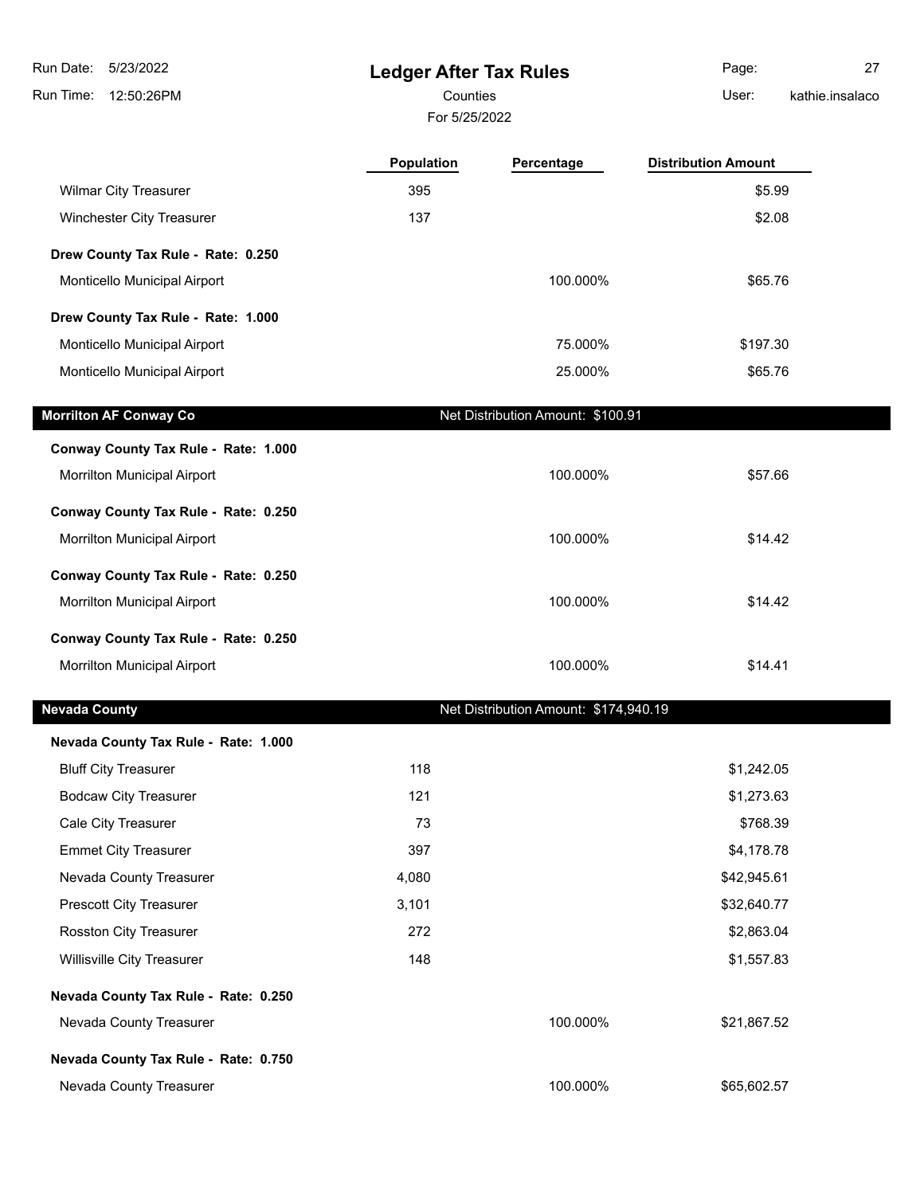# Ledger After Tax Rules

Counties

For 5/25/2022

| | Population | Percentage | Distribution Amount |
|---|---|---|---|
| Wilmar City Treasurer | 395 | | $5.99 |
| Winchester City Treasurer | 137 | | $2.08 |
| **Drew County Tax Rule - Rate: 0.250** | | | |
| Monticello Municipal Airport | | 100.000% | $65.76 |
| **Drew County Tax Rule - Rate: 1.000** | | | |
| Monticello Municipal Airport | | 75.000% | $197.30 |
| Monticello Municipal Airport | | 25.000% | $65.76 |

## Morrilton AF Conway Co

Net Distribution Amount: $100.91

| | Population | Percentage | Distribution Amount |
|---|---|---|---|
| **Conway County Tax Rule - Rate: 1.000** | | | |
| Morrilton Municipal Airport | | 100.000% | $57.66 |
| **Conway County Tax Rule - Rate: 0.250** | | | |
| Morrilton Municipal Airport | | 100.000% | $14.42 |
| **Conway County Tax Rule - Rate: 0.250** | | | |
| Morrilton Municipal Airport | | 100.000% | $14.42 |
| **Conway County Tax Rule - Rate: 0.250** | | | |
| Morrilton Municipal Airport | | 100.000% | $14.41 |

## Nevada County

Net Distribution Amount: $174,940.19

| | Population | Percentage | Distribution Amount |
|---|---|---|---|
| **Nevada County Tax Rule - Rate: 1.000** | | | |
| Bluff City Treasurer | 118 | | $1,242.05 |
| Bodcaw City Treasurer | 121 | | $1,273.63 |
| Cale City Treasurer | 73 | | $768.39 |
| Emmet City Treasurer | 397 | | $4,178.78 |
| Nevada County Treasurer | 4,080 | | $42,945.61 |
| Prescott City Treasurer | 3,101 | | $32,640.77 |
| Rosston City Treasurer | 272 | | $2,863.04 |
| Willisville City Treasurer | 148 | | $1,557.83 |
| **Nevada County Tax Rule - Rate: 0.250** | | | |
| Nevada County Treasurer | | 100.000% | $21,867.52 |
| **Nevada County Tax Rule - Rate: 0.750** | | | |
| Nevada County Treasurer | | 100.000% | $65,602.57 |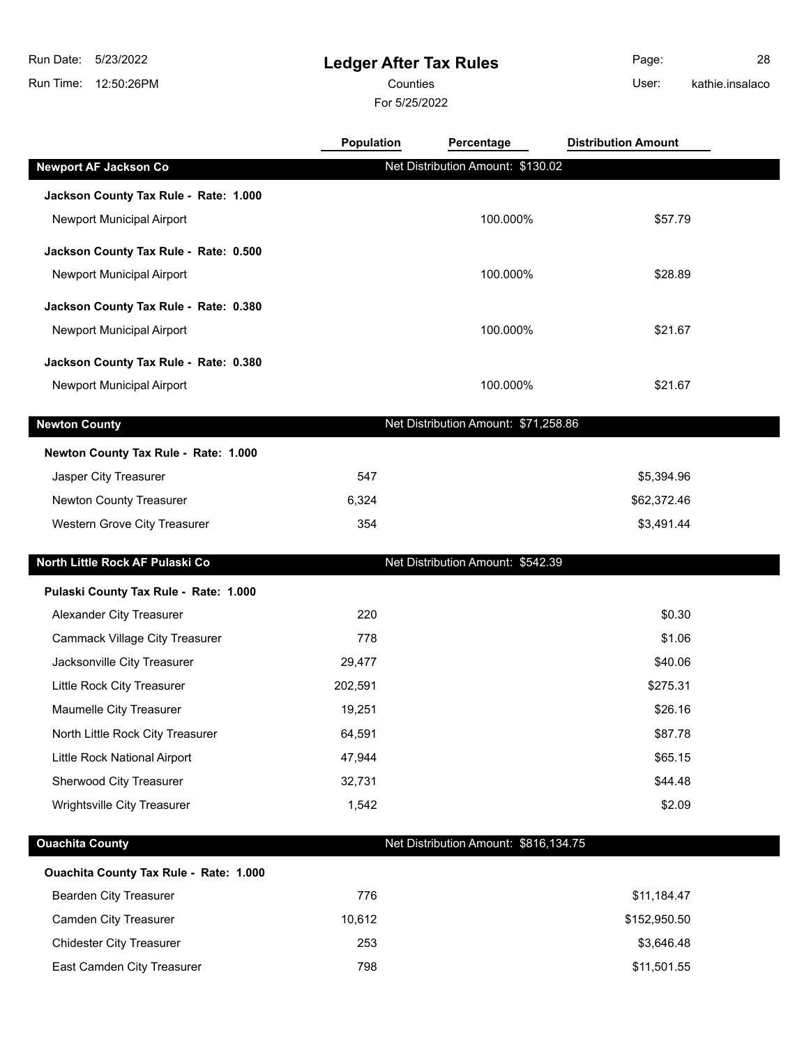# Ledger After Tax Rules

Counties

For 5/25/2022

| | Population | Percentage | Distribution Amount |
|---|---|---|---|
| **Newport AF Jackson Co** | Net Distribution Amount: $130.02 | | |
| **Jackson County Tax Rule - Rate: 1.000** | | | |
| Newport Municipal Airport | | 100.000% | $57.79 |
| **Jackson County Tax Rule - Rate: 0.500** | | | |
| Newport Municipal Airport | | 100.000% | $28.89 |
| **Jackson County Tax Rule - Rate: 0.380** | | | |
| Newport Municipal Airport | | 100.000% | $21.67 |
| **Jackson County Tax Rule - Rate: 0.380** | | | |
| Newport Municipal Airport | | 100.000% | $21.67 |
| **Newton County** | Net Distribution Amount: $71,258.86 | | |
| **Newton County Tax Rule - Rate: 1.000** | | | |
| Jasper City Treasurer | 547 | | $5,394.96 |
| Newton County Treasurer | 6,324 | | $62,372.46 |
| Western Grove City Treasurer | 354 | | $3,491.44 |
| **North Little Rock AF Pulaski Co** | Net Distribution Amount: $542.39 | | |
| **Pulaski County Tax Rule - Rate: 1.000** | | | |
| Alexander City Treasurer | 220 | | $0.30 |
| Cammack Village City Treasurer | 778 | | $1.06 |
| Jacksonville City Treasurer | 29,477 | | $40.06 |
| Little Rock City Treasurer | 202,591 | | $275.31 |
| Maumelle City Treasurer | 19,251 | | $26.16 |
| North Little Rock City Treasurer | 64,591 | | $87.78 |
| Little Rock National Airport | 47,944 | | $65.15 |
| Sherwood City Treasurer | 32,731 | | $44.48 |
| Wrightsville City Treasurer | 1,542 | | $2.09 |
| **Ouachita County** | Net Distribution Amount: $816,134.75 | | |
| **Ouachita County Tax Rule - Rate: 1.000** | | | |
| Bearden City Treasurer | 776 | | $11,184.47 |
| Camden City Treasurer | 10,612 | | $152,950.50 |
| Chidester City Treasurer | 253 | | $3,646.48 |
| East Camden City Treasurer | 798 | | $11,501.55 |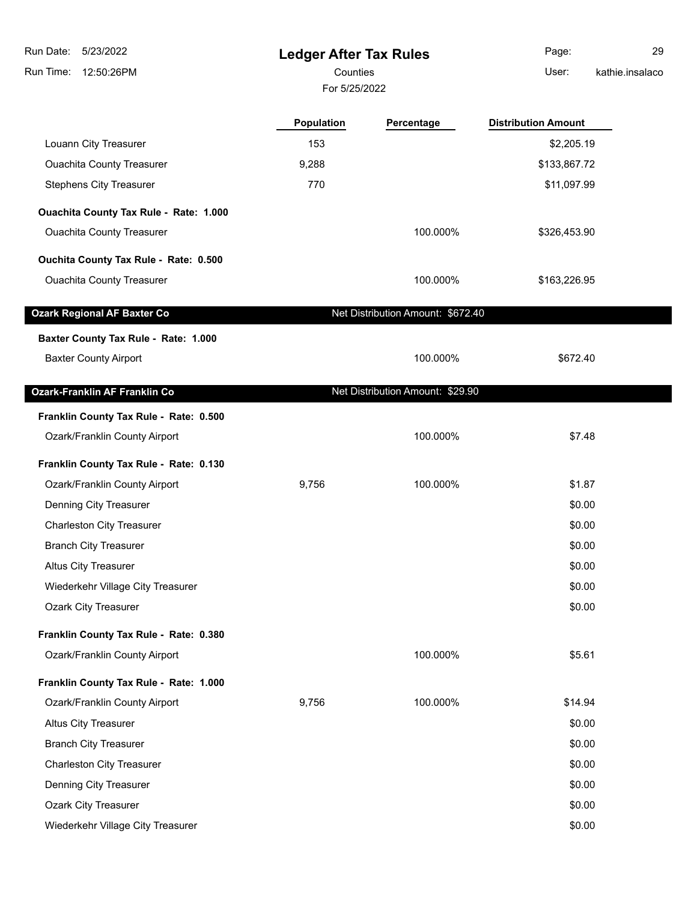| | Population | Percentage | Distribution Amount |
|---|---|---|---|
| Louann City Treasurer | 153 | | $2,205.19 |
| Ouachita County Treasurer | 9,288 | | $133,867.72 |
| Stephens City Treasurer | 770 | | $11,097.99 |
| **Ouachita County Tax Rule - Rate: 1.000** | | | |
| Ouachita County Treasurer | | 100.000% | $326,453.90 |
| **Ouchita County Tax Rule - Rate: 0.500** | | | |
| Ouachita County Treasurer | | 100.000% | $163,226.95 |
| **Ozark Regional AF Baxter Co** | | Net Distribution Amount: $672.40 | |
| **Baxter County Tax Rule - Rate: 1.000** | | | |
| Baxter County Airport | | 100.000% | $672.40 |
| **Ozark-Franklin AF Franklin Co** | | Net Distribution Amount: $29.90 | |
| **Franklin County Tax Rule - Rate: 0.500** | | | |
| Ozark/Franklin County Airport | | 100.000% | $7.48 |
| **Franklin County Tax Rule - Rate: 0.130** | | | |
| Ozark/Franklin County Airport | 9,756 | 100.000% | $1.87 |
| Denning City Treasurer | | | $0.00 |
| Charleston City Treasurer | | | $0.00 |
| Branch City Treasurer | | | $0.00 |
| Altus City Treasurer | | | $0.00 |
| Wiederkehr Village City Treasurer | | | $0.00 |
| Ozark City Treasurer | | | $0.00 |
| **Franklin County Tax Rule - Rate: 0.380** | | | |
| Ozark/Franklin County Airport | | 100.000% | $5.61 |
| **Franklin County Tax Rule - Rate: 1.000** | | | |
| Ozark/Franklin County Airport | 9,756 | 100.000% | $14.94 |
| Altus City Treasurer | | | $0.00 |
| Branch City Treasurer | | | $0.00 |
| Charleston City Treasurer | | | $0.00 |
| Denning City Treasurer | | | $0.00 |
| Ozark City Treasurer | | | $0.00 |
| Wiederkehr Village City Treasurer | | | $0.00 |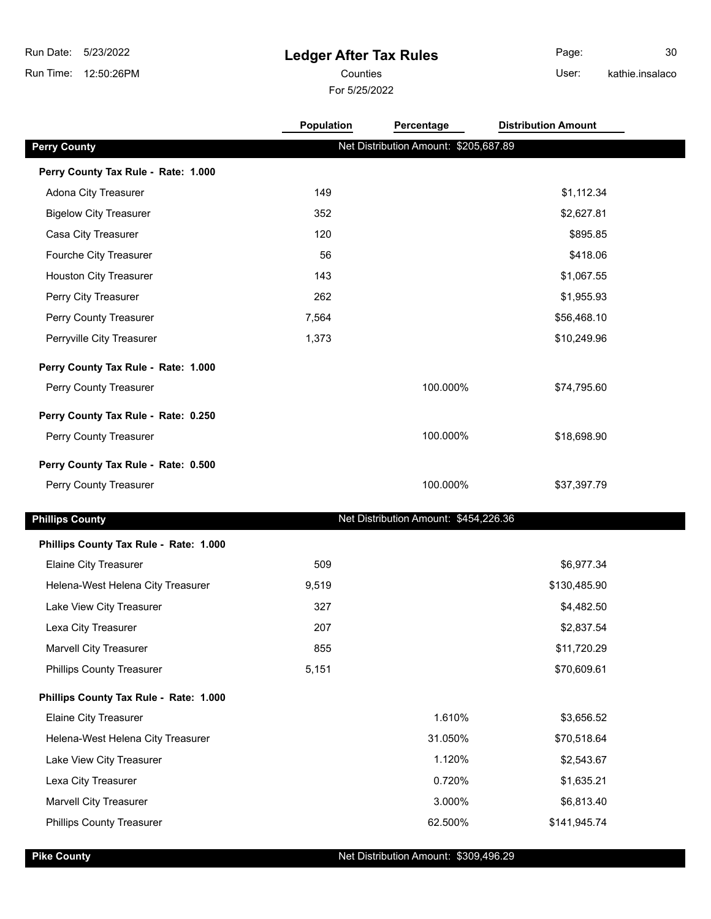# Ledger After Tax Rules

Counties

For 5/25/2022

Run Date: 5/23/2022
Run Time: 12:50:26PM
User: kathie.insalaco

| | Population | Percentage | Distribution Amount |
|---|---|---|---|
| **Perry County** | | Net Distribution Amount: $205,687.89 | |
| **Perry County Tax Rule - Rate: 1.000** | | | |
| Adona City Treasurer | 149 | | $1,112.34 |
| Bigelow City Treasurer | 352 | | $2,627.81 |
| Casa City Treasurer | 120 | | $895.85 |
| Fourche City Treasurer | 56 | | $418.06 |
| Houston City Treasurer | 143 | | $1,067.55 |
| Perry City Treasurer | 262 | | $1,955.93 |
| Perry County Treasurer | 7,564 | | $56,468.10 |
| Perryville City Treasurer | 1,373 | | $10,249.96 |
| **Perry County Tax Rule - Rate: 1.000** | | | |
| Perry County Treasurer | | 100.000% | $74,795.60 |
| **Perry County Tax Rule - Rate: 0.250** | | | |
| Perry County Treasurer | | 100.000% | $18,698.90 |
| **Perry County Tax Rule - Rate: 0.500** | | | |
| Perry County Treasurer | | 100.000% | $37,397.79 |
| **Phillips County** | | Net Distribution Amount: $454,226.36 | |
| **Phillips County Tax Rule - Rate: 1.000** | | | |
| Elaine City Treasurer | 509 | | $6,977.34 |
| Helena-West Helena City Treasurer | 9,519 | | $130,485.90 |
| Lake View City Treasurer | 327 | | $4,482.50 |
| Lexa City Treasurer | 207 | | $2,837.54 |
| Marvell City Treasurer | 855 | | $11,720.29 |
| Phillips County Treasurer | 5,151 | | $70,609.61 |
| **Phillips County Tax Rule - Rate: 1.000** | | | |
| Elaine City Treasurer | | 1.610% | $3,656.52 |
| Helena-West Helena City Treasurer | | 31.050% | $70,518.64 |
| Lake View City Treasurer | | 1.120% | $2,543.67 |
| Lexa City Treasurer | | 0.720% | $1,635.21 |
| Marvell City Treasurer | | 3.000% | $6,813.40 |
| Phillips County Treasurer | | 62.500% | $141,945.74 |
| **Pike County** | | Net Distribution Amount: $309,496.29 | |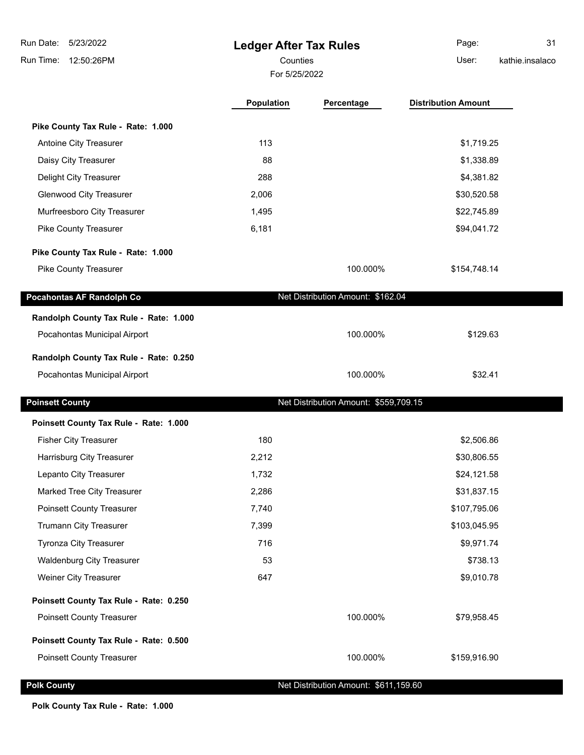# Ledger After Tax Rules

Counties

For 5/25/2022

| | Population | Percentage | Distribution Amount |
|---|---|---|---|
| **Pike County Tax Rule - Rate: 1.000** | | | |
| Antoine City Treasurer | 113 | | $1,719.25 |
| Daisy City Treasurer | 88 | | $1,338.89 |
| Delight City Treasurer | 288 | | $4,381.82 |
| Glenwood City Treasurer | 2,006 | | $30,520.58 |
| Murfreesboro City Treasurer | 1,495 | | $22,745.89 |
| Pike County Treasurer | 6,181 | | $94,041.72 |
| **Pike County Tax Rule - Rate: 1.000** | | | |
| Pike County Treasurer | | 100.000% | $154,748.14 |

## Pocahontas AF Randolph Co

Net Distribution Amount: $162.04

| | Population | Percentage | Distribution Amount |
|---|---|---|---|
| **Randolph County Tax Rule - Rate: 1.000** | | | |
| Pocahontas Municipal Airport | | 100.000% | $129.63 |
| **Randolph County Tax Rule - Rate: 0.250** | | | |
| Pocahontas Municipal Airport | | 100.000% | $32.41 |

## Poinsett County

Net Distribution Amount: $559,709.15

| | Population | Percentage | Distribution Amount |
|---|---|---|---|
| **Poinsett County Tax Rule - Rate: 1.000** | | | |
| Fisher City Treasurer | 180 | | $2,506.86 |
| Harrisburg City Treasurer | 2,212 | | $30,806.55 |
| Lepanto City Treasurer | 1,732 | | $24,121.58 |
| Marked Tree City Treasurer | 2,286 | | $31,837.15 |
| Poinsett County Treasurer | 7,740 | | $107,795.06 |
| Trumann City Treasurer | 7,399 | | $103,045.95 |
| Tyronza City Treasurer | 716 | | $9,971.74 |
| Waldenburg City Treasurer | 53 | | $738.13 |
| Weiner City Treasurer | 647 | | $9,010.78 |
| **Poinsett County Tax Rule - Rate: 0.250** | | | |
| Poinsett County Treasurer | | 100.000% | $79,958.45 |
| **Poinsett County Tax Rule - Rate: 0.500** | | | |
| Poinsett County Treasurer | | 100.000% | $159,916.90 |

## Polk County

Net Distribution Amount: $611,159.60

**Polk County Tax Rule - Rate: 1.000**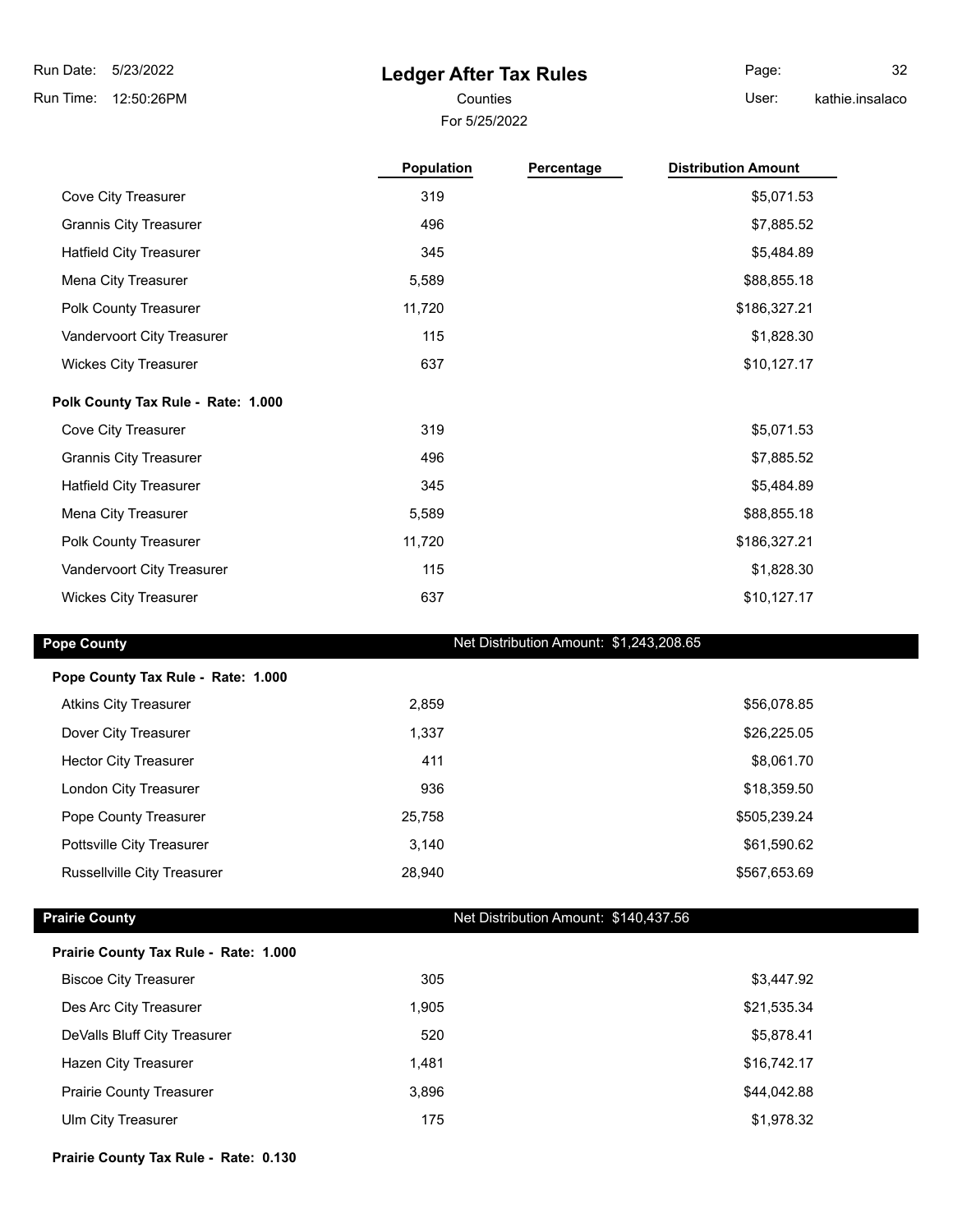| | Population | Percentage | Distribution Amount |
|---|---|---|---|
| Cove City Treasurer | 319 | | $5,071.53 |
| Grannis City Treasurer | 496 | | $7,885.52 |
| Hatfield City Treasurer | 345 | | $5,484.89 |
| Mena City Treasurer | 5,589 | | $88,855.18 |
| Polk County Treasurer | 11,720 | | $186,327.21 |
| Vandervoort City Treasurer | 115 | | $1,828.30 |
| Wickes City Treasurer | 637 | | $10,127.17 |

**Polk County Tax Rule - Rate: 1.000**

| | Population | Percentage | Distribution Amount |
|---|---|---|---|
| Cove City Treasurer | 319 | | $5,071.53 |
| Grannis City Treasurer | 496 | | $7,885.52 |
| Hatfield City Treasurer | 345 | | $5,484.89 |
| Mena City Treasurer | 5,589 | | $88,855.18 |
| Polk County Treasurer | 11,720 | | $186,327.21 |
| Vandervoort City Treasurer | 115 | | $1,828.30 |
| Wickes City Treasurer | 637 | | $10,127.17 |

## Pope County

Net Distribution Amount: $1,243,208.65

**Pope County Tax Rule - Rate: 1.000**

| | Population | Percentage | Distribution Amount |
|---|---|---|---|
| Atkins City Treasurer | 2,859 | | $56,078.85 |
| Dover City Treasurer | 1,337 | | $26,225.05 |
| Hector City Treasurer | 411 | | $8,061.70 |
| London City Treasurer | 936 | | $18,359.50 |
| Pope County Treasurer | 25,758 | | $505,239.24 |
| Pottsville City Treasurer | 3,140 | | $61,590.62 |
| Russellville City Treasurer | 28,940 | | $567,653.69 |

## Prairie County

Net Distribution Amount: $140,437.56

**Prairie County Tax Rule - Rate: 1.000**

| | Population | Percentage | Distribution Amount |
|---|---|---|---|
| Biscoe City Treasurer | 305 | | $3,447.92 |
| Des Arc City Treasurer | 1,905 | | $21,535.34 |
| DeValls Bluff City Treasurer | 520 | | $5,878.41 |
| Hazen City Treasurer | 1,481 | | $16,742.17 |
| Prairie County Treasurer | 3,896 | | $44,042.88 |
| Ulm City Treasurer | 175 | | $1,978.32 |

**Prairie County Tax Rule - Rate: 0.130**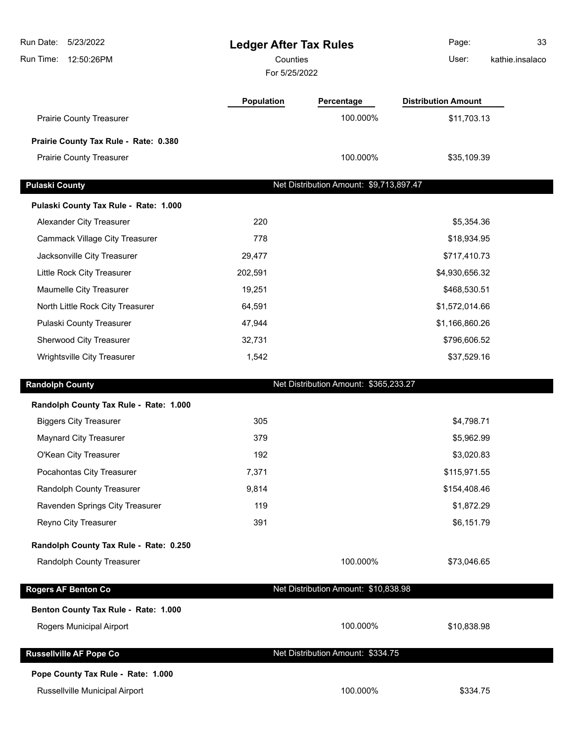# Ledger After Tax Rules

Counties

For 5/25/2022

| | Population | Percentage | Distribution Amount |
|---|---|---|---|
| Prairie County Treasurer | | 100.000% | $11,703.13 |
| **Prairie County Tax Rule - Rate: 0.380** | | | |
| Prairie County Treasurer | | 100.000% | $35,109.39 |
| **Pulaski County** | | Net Distribution Amount: $9,713,897.47 | |
| **Pulaski County Tax Rule - Rate: 1.000** | | | |
| Alexander City Treasurer | 220 | | $5,354.36 |
| Cammack Village City Treasurer | 778 | | $18,934.95 |
| Jacksonville City Treasurer | 29,477 | | $717,410.73 |
| Little Rock City Treasurer | 202,591 | | $4,930,656.32 |
| Maumelle City Treasurer | 19,251 | | $468,530.51 |
| North Little Rock City Treasurer | 64,591 | | $1,572,014.66 |
| Pulaski County Treasurer | 47,944 | | $1,166,860.26 |
| Sherwood City Treasurer | 32,731 | | $796,606.52 |
| Wrightsville City Treasurer | 1,542 | | $37,529.16 |
| **Randolph County** | | Net Distribution Amount: $365,233.27 | |
| **Randolph County Tax Rule - Rate: 1.000** | | | |
| Biggers City Treasurer | 305 | | $4,798.71 |
| Maynard City Treasurer | 379 | | $5,962.99 |
| O'Kean City Treasurer | 192 | | $3,020.83 |
| Pocahontas City Treasurer | 7,371 | | $115,971.55 |
| Randolph County Treasurer | 9,814 | | $154,408.46 |
| Ravenden Springs City Treasurer | 119 | | $1,872.29 |
| Reyno City Treasurer | 391 | | $6,151.79 |
| **Randolph County Tax Rule - Rate: 0.250** | | | |
| Randolph County Treasurer | | 100.000% | $73,046.65 |
| **Rogers AF Benton Co** | | Net Distribution Amount: $10,838.98 | |
| **Benton County Tax Rule - Rate: 1.000** | | | |
| Rogers Municipal Airport | | 100.000% | $10,838.98 |
| **Russellville AF Pope Co** | | Net Distribution Amount: $334.75 | |
| **Pope County Tax Rule - Rate: 1.000** | | | |
| Russellville Municipal Airport | | 100.000% | $334.75 |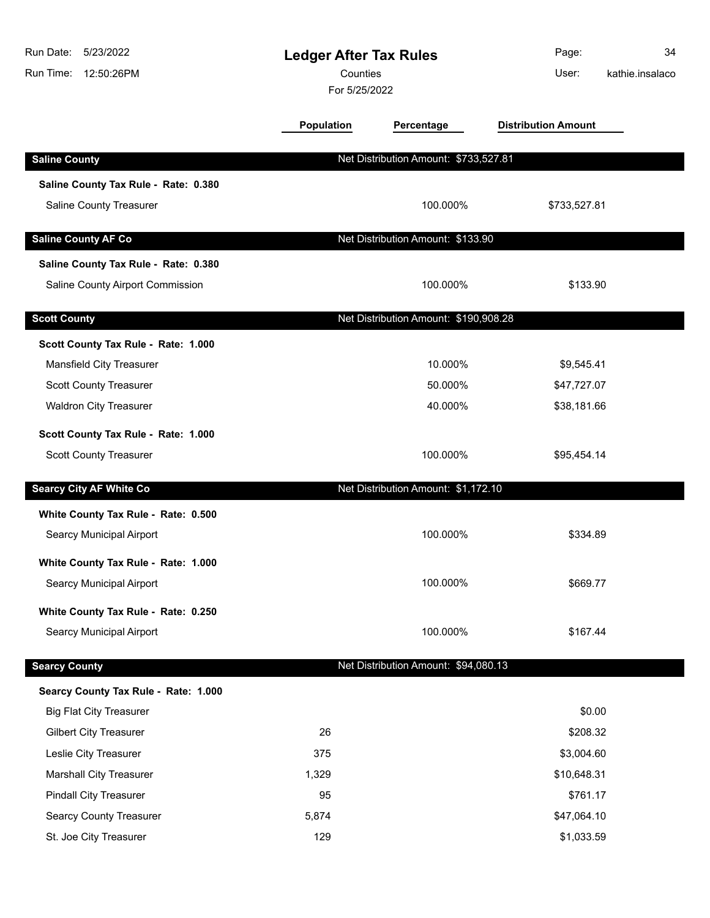# Ledger After Tax Rules

Counties

For 5/25/2022

Run Date: 5/23/2022
Run Time: 12:50:26PM
User: kathie.insalaco

| | Population | Percentage | Distribution Amount |
|---|---|---|---|
| **Saline County** | | Net Distribution Amount: $733,527.81 | |
| **Saline County Tax Rule - Rate: 0.380** | | | |
| Saline County Treasurer | | 100.000% | $733,527.81 |
| **Saline County AF Co** | | Net Distribution Amount: $133.90 | |
| **Saline County Tax Rule - Rate: 0.380** | | | |
| Saline County Airport Commission | | 100.000% | $133.90 |
| **Scott County** | | Net Distribution Amount: $190,908.28 | |
| **Scott County Tax Rule - Rate: 1.000** | | | |
| Mansfield City Treasurer | | 10.000% | $9,545.41 |
| Scott County Treasurer | | 50.000% | $47,727.07 |
| Waldron City Treasurer | | 40.000% | $38,181.66 |
| **Scott County Tax Rule - Rate: 1.000** | | | |
| Scott County Treasurer | | 100.000% | $95,454.14 |
| **Searcy City AF White Co** | | Net Distribution Amount: $1,172.10 | |
| **White County Tax Rule - Rate: 0.500** | | | |
| Searcy Municipal Airport | | 100.000% | $334.89 |
| **White County Tax Rule - Rate: 1.000** | | | |
| Searcy Municipal Airport | | 100.000% | $669.77 |
| **White County Tax Rule - Rate: 0.250** | | | |
| Searcy Municipal Airport | | 100.000% | $167.44 |
| **Searcy County** | | Net Distribution Amount: $94,080.13 | |
| **Searcy County Tax Rule - Rate: 1.000** | | | |
| Big Flat City Treasurer | | | $0.00 |
| Gilbert City Treasurer | 26 | | $208.32 |
| Leslie City Treasurer | 375 | | $3,004.60 |
| Marshall City Treasurer | 1,329 | | $10,648.31 |
| Pindall City Treasurer | 95 | | $761.17 |
| Searcy County Treasurer | 5,874 | | $47,064.10 |
| St. Joe City Treasurer | 129 | | $1,033.59 |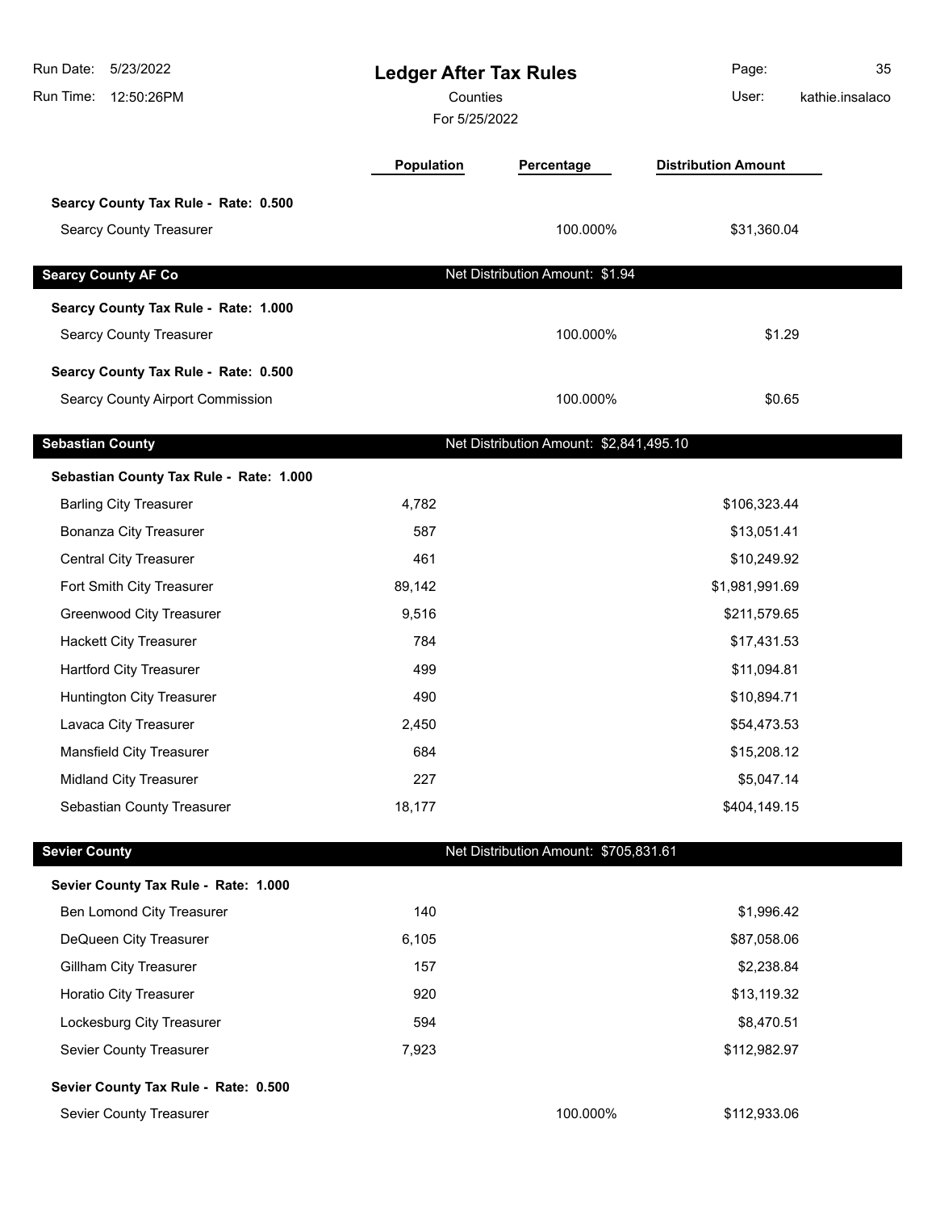# Ledger After Tax Rules

Counties

For 5/25/2022

| | Population | Percentage | Distribution Amount |
|---|---|---|---|
| **Searcy County Tax Rule - Rate: 0.500** | | | |
| Searcy County Treasurer | | 100.000% | $31,360.04 |
| **Searcy County AF Co** | | Net Distribution Amount: $1.94 | |
| **Searcy County Tax Rule - Rate: 1.000** | | | |
| Searcy County Treasurer | | 100.000% | $1.29 |
| **Searcy County Tax Rule - Rate: 0.500** | | | |
| Searcy County Airport Commission | | 100.000% | $0.65 |
| **Sebastian County** | | Net Distribution Amount: $2,841,495.10 | |
| **Sebastian County Tax Rule - Rate: 1.000** | | | |
| Barling City Treasurer | 4,782 | | $106,323.44 |
| Bonanza City Treasurer | 587 | | $13,051.41 |
| Central City Treasurer | 461 | | $10,249.92 |
| Fort Smith City Treasurer | 89,142 | | $1,981,991.69 |
| Greenwood City Treasurer | 9,516 | | $211,579.65 |
| Hackett City Treasurer | 784 | | $17,431.53 |
| Hartford City Treasurer | 499 | | $11,094.81 |
| Huntington City Treasurer | 490 | | $10,894.71 |
| Lavaca City Treasurer | 2,450 | | $54,473.53 |
| Mansfield City Treasurer | 684 | | $15,208.12 |
| Midland City Treasurer | 227 | | $5,047.14 |
| Sebastian County Treasurer | 18,177 | | $404,149.15 |
| **Sevier County** | | Net Distribution Amount: $705,831.61 | |
| **Sevier County Tax Rule - Rate: 1.000** | | | |
| Ben Lomond City Treasurer | 140 | | $1,996.42 |
| DeQueen City Treasurer | 6,105 | | $87,058.06 |
| Gillham City Treasurer | 157 | | $2,238.84 |
| Horatio City Treasurer | 920 | | $13,119.32 |
| Lockesburg City Treasurer | 594 | | $8,470.51 |
| Sevier County Treasurer | 7,923 | | $112,982.97 |
| **Sevier County Tax Rule - Rate: 0.500** | | | |
| Sevier County Treasurer | | 100.000% | $112,933.06 |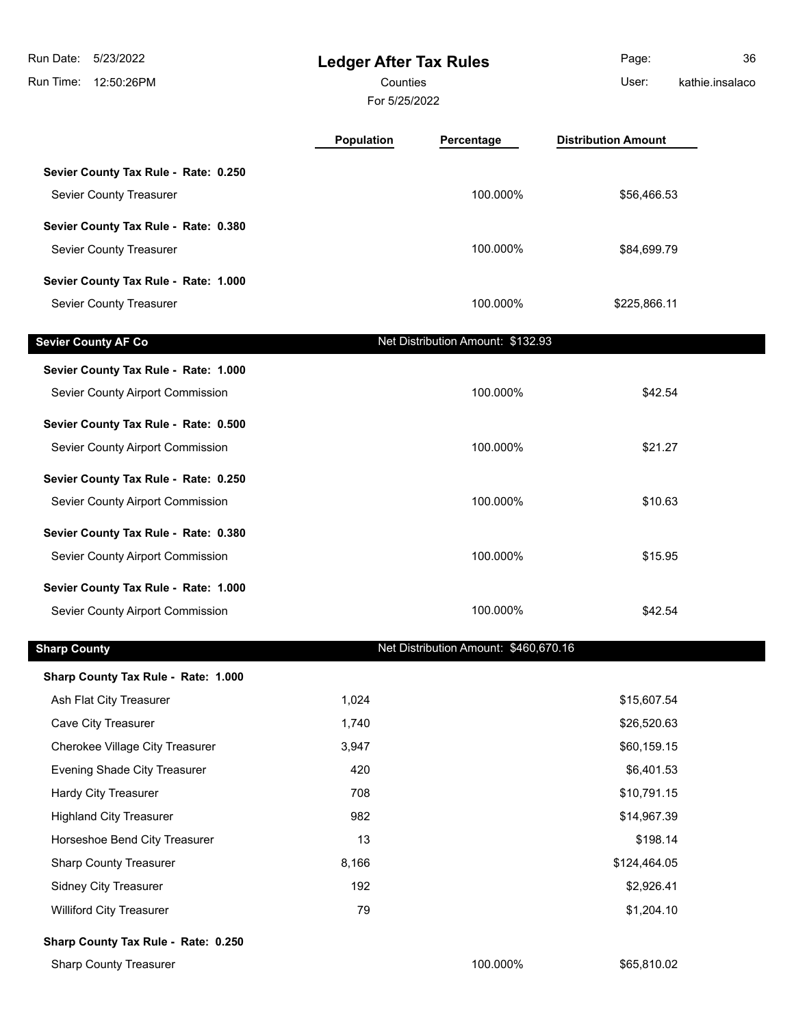| | Population | Percentage | Distribution Amount |
|---|---|---|---|
| **Sevier County Tax Rule - Rate: 0.250** | | | |
| Sevier County Treasurer | | 100.000% | $56,466.53 |
| **Sevier County Tax Rule - Rate: 0.380** | | | |
| Sevier County Treasurer | | 100.000% | $84,699.79 |
| **Sevier County Tax Rule - Rate: 1.000** | | | |
| Sevier County Treasurer | | 100.000% | $225,866.11 |

## Sevier County AF Co

Net Distribution Amount: $132.93

| | Population | Percentage | Distribution Amount |
|---|---|---|---|
| **Sevier County Tax Rule - Rate: 1.000** | | | |
| Sevier County Airport Commission | | 100.000% | $42.54 |
| **Sevier County Tax Rule - Rate: 0.500** | | | |
| Sevier County Airport Commission | | 100.000% | $21.27 |
| **Sevier County Tax Rule - Rate: 0.250** | | | |
| Sevier County Airport Commission | | 100.000% | $10.63 |
| **Sevier County Tax Rule - Rate: 0.380** | | | |
| Sevier County Airport Commission | | 100.000% | $15.95 |
| **Sevier County Tax Rule - Rate: 1.000** | | | |
| Sevier County Airport Commission | | 100.000% | $42.54 |

## Sharp County

Net Distribution Amount: $460,670.16

| | Population | Percentage | Distribution Amount |
|---|---|---|---|
| **Sharp County Tax Rule - Rate: 1.000** | | | |
| Ash Flat City Treasurer | 1,024 | | $15,607.54 |
| Cave City Treasurer | 1,740 | | $26,520.63 |
| Cherokee Village City Treasurer | 3,947 | | $60,159.15 |
| Evening Shade City Treasurer | 420 | | $6,401.53 |
| Hardy City Treasurer | 708 | | $10,791.15 |
| Highland City Treasurer | 982 | | $14,967.39 |
| Horseshoe Bend City Treasurer | 13 | | $198.14 |
| Sharp County Treasurer | 8,166 | | $124,464.05 |
| Sidney City Treasurer | 192 | | $2,926.41 |
| Williford City Treasurer | 79 | | $1,204.10 |
| **Sharp County Tax Rule - Rate: 0.250** | | | |
| Sharp County Treasurer | | 100.000% | $65,810.02 |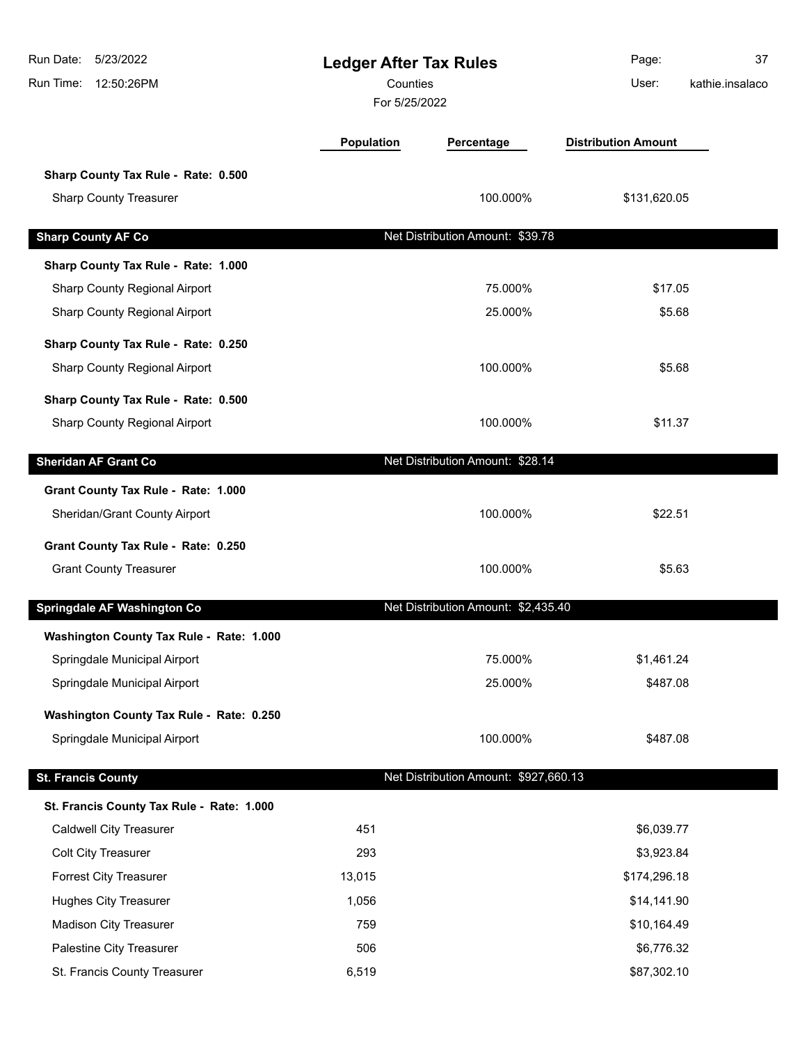# Ledger After Tax Rules

Counties

For 5/25/2022

| | Population | Percentage | Distribution Amount |
|---|---|---|---|
| **Sharp County Tax Rule - Rate: 0.500** | | | |
| Sharp County Treasurer | | 100.000% | $131,620.05 |

## Sharp County AF Co

Net Distribution Amount: $39.78

| | Population | Percentage | Distribution Amount |
|---|---|---|---|
| **Sharp County Tax Rule - Rate: 1.000** | | | |
| Sharp County Regional Airport | | 75.000% | $17.05 |
| Sharp County Regional Airport | | 25.000% | $5.68 |
| **Sharp County Tax Rule - Rate: 0.250** | | | |
| Sharp County Regional Airport | | 100.000% | $5.68 |
| **Sharp County Tax Rule - Rate: 0.500** | | | |
| Sharp County Regional Airport | | 100.000% | $11.37 |

## Sheridan AF Grant Co

Net Distribution Amount: $28.14

| | Population | Percentage | Distribution Amount |
|---|---|---|---|
| **Grant County Tax Rule - Rate: 1.000** | | | |
| Sheridan/Grant County Airport | | 100.000% | $22.51 |
| **Grant County Tax Rule - Rate: 0.250** | | | |
| Grant County Treasurer | | 100.000% | $5.63 |

## Springdale AF Washington Co

Net Distribution Amount: $2,435.40

| | Population | Percentage | Distribution Amount |
|---|---|---|---|
| **Washington County Tax Rule - Rate: 1.000** | | | |
| Springdale Municipal Airport | | 75.000% | $1,461.24 |
| Springdale Municipal Airport | | 25.000% | $487.08 |
| **Washington County Tax Rule - Rate: 0.250** | | | |
| Springdale Municipal Airport | | 100.000% | $487.08 |

## St. Francis County

Net Distribution Amount: $927,660.13

| | Population | Percentage | Distribution Amount |
|---|---|---|---|
| **St. Francis County Tax Rule - Rate: 1.000** | | | |
| Caldwell City Treasurer | 451 | | $6,039.77 |
| Colt City Treasurer | 293 | | $3,923.84 |
| Forrest City Treasurer | 13,015 | | $174,296.18 |
| Hughes City Treasurer | 1,056 | | $14,141.90 |
| Madison City Treasurer | 759 | | $10,164.49 |
| Palestine City Treasurer | 506 | | $6,776.32 |
| St. Francis County Treasurer | 6,519 | | $87,302.10 |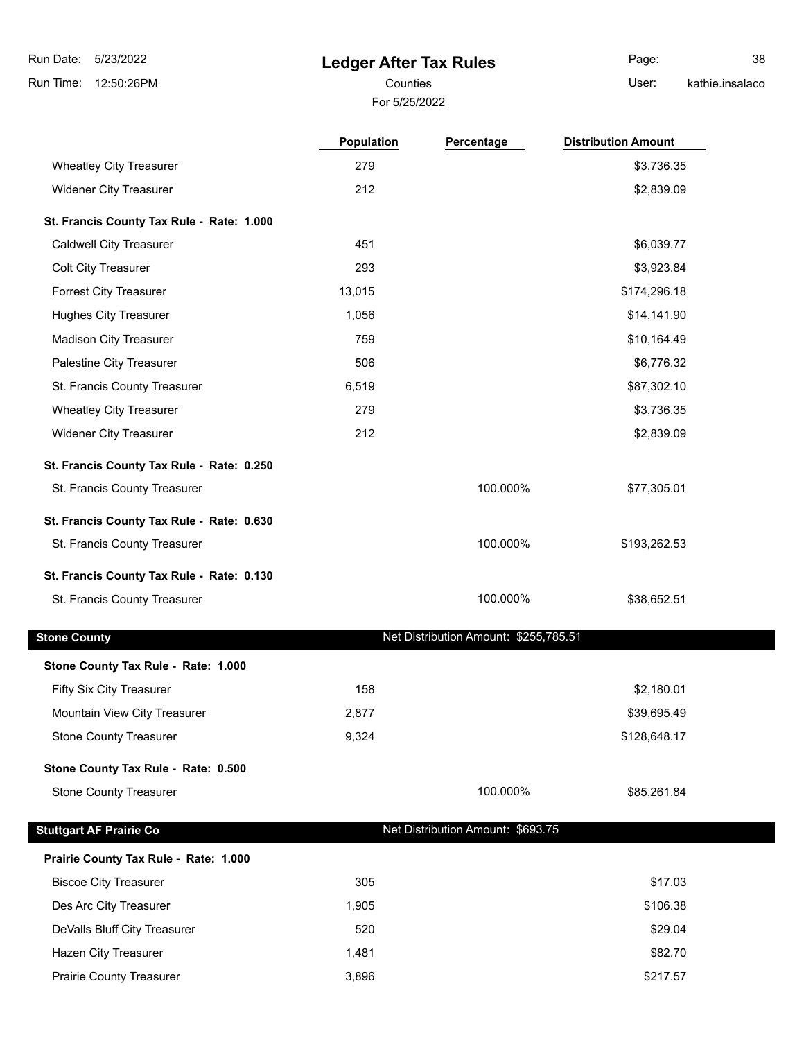# Ledger After Tax Rules

Counties

For 5/25/2022

| | Population | Percentage | Distribution Amount |
|---|---|---|---|
| Wheatley City Treasurer | 279 | | $3,736.35 |
| Widener City Treasurer | 212 | | $2,839.09 |
| **St. Francis County Tax Rule - Rate: 1.000** | | | |
| Caldwell City Treasurer | 451 | | $6,039.77 |
| Colt City Treasurer | 293 | | $3,923.84 |
| Forrest City Treasurer | 13,015 | | $174,296.18 |
| Hughes City Treasurer | 1,056 | | $14,141.90 |
| Madison City Treasurer | 759 | | $10,164.49 |
| Palestine City Treasurer | 506 | | $6,776.32 |
| St. Francis County Treasurer | 6,519 | | $87,302.10 |
| Wheatley City Treasurer | 279 | | $3,736.35 |
| Widener City Treasurer | 212 | | $2,839.09 |
| **St. Francis County Tax Rule - Rate: 0.250** | | | |
| St. Francis County Treasurer | | 100.000% | $77,305.01 |
| **St. Francis County Tax Rule - Rate: 0.630** | | | |
| St. Francis County Treasurer | | 100.000% | $193,262.53 |
| **St. Francis County Tax Rule - Rate: 0.130** | | | |
| St. Francis County Treasurer | | 100.000% | $38,652.51 |

## Stone County

Net Distribution Amount: $255,785.51

| | Population | Percentage | Distribution Amount |
|---|---|---|---|
| **Stone County Tax Rule - Rate: 1.000** | | | |
| Fifty Six City Treasurer | 158 | | $2,180.01 |
| Mountain View City Treasurer | 2,877 | | $39,695.49 |
| Stone County Treasurer | 9,324 | | $128,648.17 |
| **Stone County Tax Rule - Rate: 0.500** | | | |
| Stone County Treasurer | | 100.000% | $85,261.84 |

## Stuttgart AF Prairie Co

Net Distribution Amount: $693.75

| | Population | Percentage | Distribution Amount |
|---|---|---|---|
| **Prairie County Tax Rule - Rate: 1.000** | | | |
| Biscoe City Treasurer | 305 | | $17.03 |
| Des Arc City Treasurer | 1,905 | | $106.38 |
| DeValls Bluff City Treasurer | 520 | | $29.04 |
| Hazen City Treasurer | 1,481 | | $82.70 |
| Prairie County Treasurer | 3,896 | | $217.57 |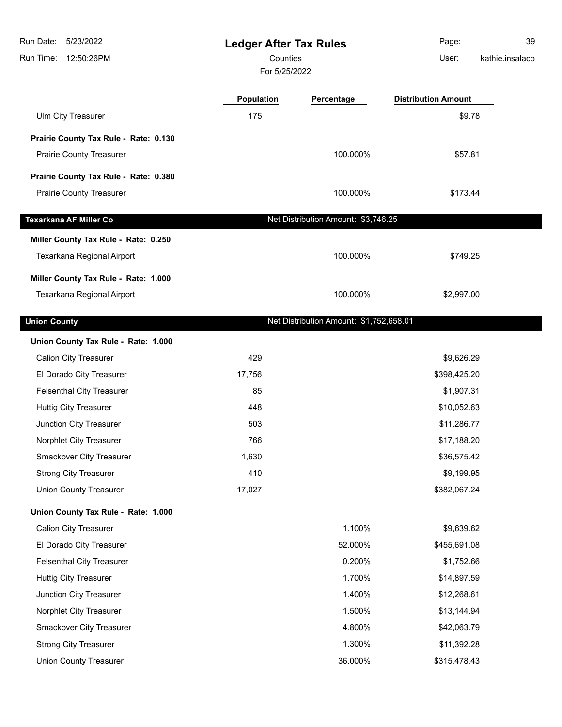# Ledger After Tax Rules

Counties

For 5/25/2022

| | Population | Percentage | Distribution Amount |
|---|---|---|---|
| Ulm City Treasurer | 175 | | $9.78 |
| **Prairie County Tax Rule - Rate: 0.130** | | | |
| Prairie County Treasurer | | 100.000% | $57.81 |
| **Prairie County Tax Rule - Rate: 0.380** | | | |
| Prairie County Treasurer | | 100.000% | $173.44 |
| **Texarkana AF Miller Co** | | Net Distribution Amount: $3,746.25 | |
| **Miller County Tax Rule - Rate: 0.250** | | | |
| Texarkana Regional Airport | | 100.000% | $749.25 |
| **Miller County Tax Rule - Rate: 1.000** | | | |
| Texarkana Regional Airport | | 100.000% | $2,997.00 |
| **Union County** | | Net Distribution Amount: $1,752,658.01 | |
| **Union County Tax Rule - Rate: 1.000** | | | |
| Calion City Treasurer | 429 | | $9,626.29 |
| El Dorado City Treasurer | 17,756 | | $398,425.20 |
| Felsenthal City Treasurer | 85 | | $1,907.31 |
| Huttig City Treasurer | 448 | | $10,052.63 |
| Junction City Treasurer | 503 | | $11,286.77 |
| Norphlet City Treasurer | 766 | | $17,188.20 |
| Smackover City Treasurer | 1,630 | | $36,575.42 |
| Strong City Treasurer | 410 | | $9,199.95 |
| Union County Treasurer | 17,027 | | $382,067.24 |
| **Union County Tax Rule - Rate: 1.000** | | | |
| Calion City Treasurer | | 1.100% | $9,639.62 |
| El Dorado City Treasurer | | 52.000% | $455,691.08 |
| Felsenthal City Treasurer | | 0.200% | $1,752.66 |
| Huttig City Treasurer | | 1.700% | $14,897.59 |
| Junction City Treasurer | | 1.400% | $12,268.61 |
| Norphlet City Treasurer | | 1.500% | $13,144.94 |
| Smackover City Treasurer | | 4.800% | $42,063.79 |
| Strong City Treasurer | | 1.300% | $11,392.28 |
| Union County Treasurer | | 36.000% | $315,478.43 |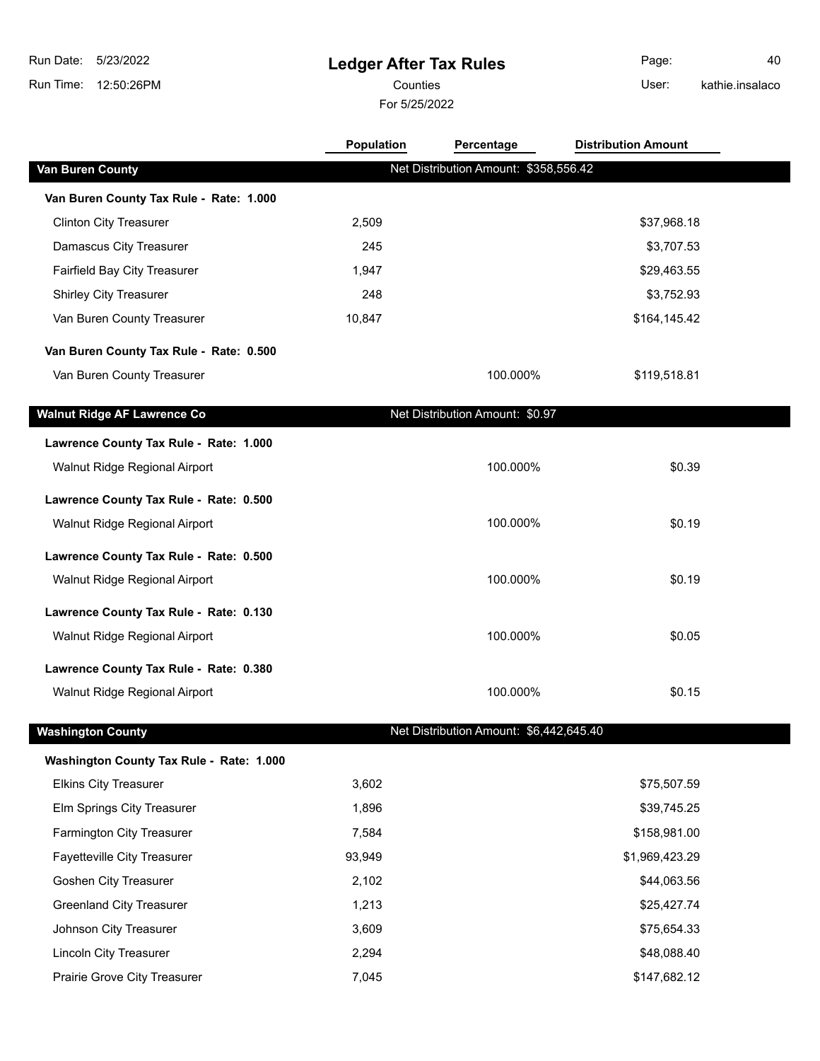# Ledger After Tax Rules

Counties

For 5/25/2022

| | Population | Percentage | Distribution Amount |
|---|---|---|---|
| **Van Buren County** | Net Distribution Amount: $358,556.42 | | |
| **Van Buren County Tax Rule - Rate: 1.000** | | | |
| Clinton City Treasurer | 2,509 | | $37,968.18 |
| Damascus City Treasurer | 245 | | $3,707.53 |
| Fairfield Bay City Treasurer | 1,947 | | $29,463.55 |
| Shirley City Treasurer | 248 | | $3,752.93 |
| Van Buren County Treasurer | 10,847 | | $164,145.42 |
| **Van Buren County Tax Rule - Rate: 0.500** | | | |
| Van Buren County Treasurer | | 100.000% | $119,518.81 |
| **Walnut Ridge AF Lawrence Co** | Net Distribution Amount: $0.97 | | |
| **Lawrence County Tax Rule - Rate: 1.000** | | | |
| Walnut Ridge Regional Airport | | 100.000% | $0.39 |
| **Lawrence County Tax Rule - Rate: 0.500** | | | |
| Walnut Ridge Regional Airport | | 100.000% | $0.19 |
| **Lawrence County Tax Rule - Rate: 0.500** | | | |
| Walnut Ridge Regional Airport | | 100.000% | $0.19 |
| **Lawrence County Tax Rule - Rate: 0.130** | | | |
| Walnut Ridge Regional Airport | | 100.000% | $0.05 |
| **Lawrence County Tax Rule - Rate: 0.380** | | | |
| Walnut Ridge Regional Airport | | 100.000% | $0.15 |
| **Washington County** | Net Distribution Amount: $6,442,645.40 | | |
| **Washington County Tax Rule - Rate: 1.000** | | | |
| Elkins City Treasurer | 3,602 | | $75,507.59 |
| Elm Springs City Treasurer | 1,896 | | $39,745.25 |
| Farmington City Treasurer | 7,584 | | $158,981.00 |
| Fayetteville City Treasurer | 93,949 | | $1,969,423.29 |
| Goshen City Treasurer | 2,102 | | $44,063.56 |
| Greenland City Treasurer | 1,213 | | $25,427.74 |
| Johnson City Treasurer | 3,609 | | $75,654.33 |
| Lincoln City Treasurer | 2,294 | | $48,088.40 |
| Prairie Grove City Treasurer | 7,045 | | $147,682.12 |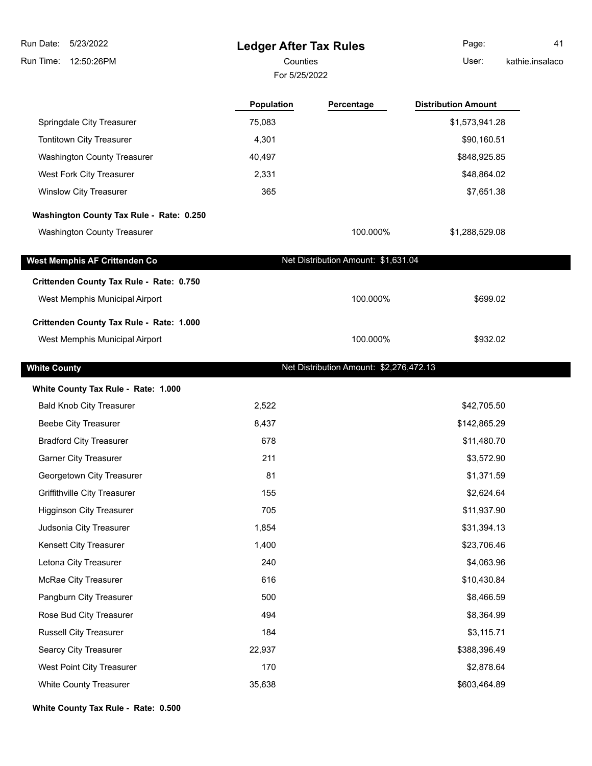# Ledger After Tax Rules

Counties

For 5/25/2022

| | Population | Percentage | Distribution Amount |
|---|---|---|---|
| Springdale City Treasurer | 75,083 | | $1,573,941.28 |
| Tontitown City Treasurer | 4,301 | | $90,160.51 |
| Washington County Treasurer | 40,497 | | $848,925.85 |
| West Fork City Treasurer | 2,331 | | $48,864.02 |
| Winslow City Treasurer | 365 | | $7,651.38 |
| **Washington County Tax Rule - Rate: 0.250** | | | |
| Washington County Treasurer | | 100.000% | $1,288,529.08 |
| **West Memphis AF Crittenden Co** | | Net Distribution Amount: $1,631.04 | |
| **Crittenden County Tax Rule - Rate: 0.750** | | | |
| West Memphis Municipal Airport | | 100.000% | $699.02 |
| **Crittenden County Tax Rule - Rate: 1.000** | | | |
| West Memphis Municipal Airport | | 100.000% | $932.02 |
| **White County** | | Net Distribution Amount: $2,276,472.13 | |
| **White County Tax Rule - Rate: 1.000** | | | |
| Bald Knob City Treasurer | 2,522 | | $42,705.50 |
| Beebe City Treasurer | 8,437 | | $142,865.29 |
| Bradford City Treasurer | 678 | | $11,480.70 |
| Garner City Treasurer | 211 | | $3,572.90 |
| Georgetown City Treasurer | 81 | | $1,371.59 |
| Griffithville City Treasurer | 155 | | $2,624.64 |
| Higginson City Treasurer | 705 | | $11,937.90 |
| Judsonia City Treasurer | 1,854 | | $31,394.13 |
| Kensett City Treasurer | 1,400 | | $23,706.46 |
| Letona City Treasurer | 240 | | $4,063.96 |
| McRae City Treasurer | 616 | | $10,430.84 |
| Pangburn City Treasurer | 500 | | $8,466.59 |
| Rose Bud City Treasurer | 494 | | $8,364.99 |
| Russell City Treasurer | 184 | | $3,115.71 |
| Searcy City Treasurer | 22,937 | | $388,396.49 |
| West Point City Treasurer | 170 | | $2,878.64 |
| White County Treasurer | 35,638 | | $603,464.89 |
| **White County Tax Rule - Rate: 0.500** | | | |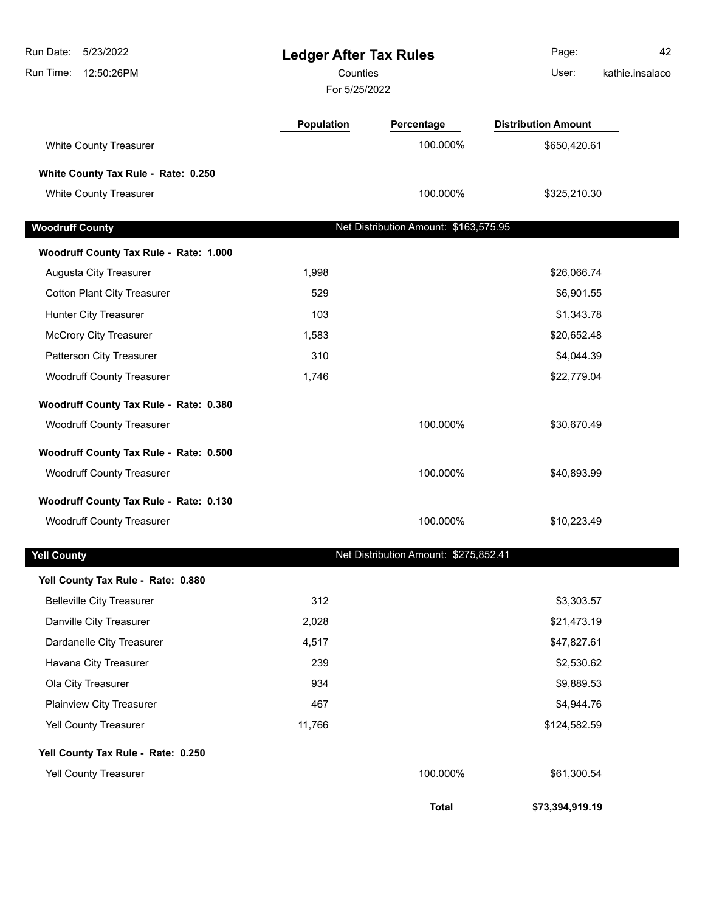# Ledger After Tax Rules

Counties

For 5/25/2022

Run Date: 5/23/2022
Run Time: 12:50:26PM
User: kathie.insalaco

| | Population | Percentage | Distribution Amount |
|---|---|---|---|
| White County Treasurer | | 100.000% | $650,420.61 |
| **White County Tax Rule - Rate: 0.250** | | | |
| White County Treasurer | | 100.000% | $325,210.30 |
| **Woodruff County** | | Net Distribution Amount: $163,575.95 | |
| **Woodruff County Tax Rule - Rate: 1.000** | | | |
| Augusta City Treasurer | 1,998 | | $26,066.74 |
| Cotton Plant City Treasurer | 529 | | $6,901.55 |
| Hunter City Treasurer | 103 | | $1,343.78 |
| McCrory City Treasurer | 1,583 | | $20,652.48 |
| Patterson City Treasurer | 310 | | $4,044.39 |
| Woodruff County Treasurer | 1,746 | | $22,779.04 |
| **Woodruff County Tax Rule - Rate: 0.380** | | | |
| Woodruff County Treasurer | | 100.000% | $30,670.49 |
| **Woodruff County Tax Rule - Rate: 0.500** | | | |
| Woodruff County Treasurer | | 100.000% | $40,893.99 |
| **Woodruff County Tax Rule - Rate: 0.130** | | | |
| Woodruff County Treasurer | | 100.000% | $10,223.49 |
| **Yell County** | | Net Distribution Amount: $275,852.41 | |
| **Yell County Tax Rule - Rate: 0.880** | | | |
| Belleville City Treasurer | 312 | | $3,303.57 |
| Danville City Treasurer | 2,028 | | $21,473.19 |
| Dardanelle City Treasurer | 4,517 | | $47,827.61 |
| Havana City Treasurer | 239 | | $2,530.62 |
| Ola City Treasurer | 934 | | $9,889.53 |
| Plainview City Treasurer | 467 | | $4,944.76 |
| Yell County Treasurer | 11,766 | | $124,582.59 |
| **Yell County Tax Rule - Rate: 0.250** | | | |
| Yell County Treasurer | | 100.000% | $61,300.54 |
| | | **Total** | **$73,394,919.19** |